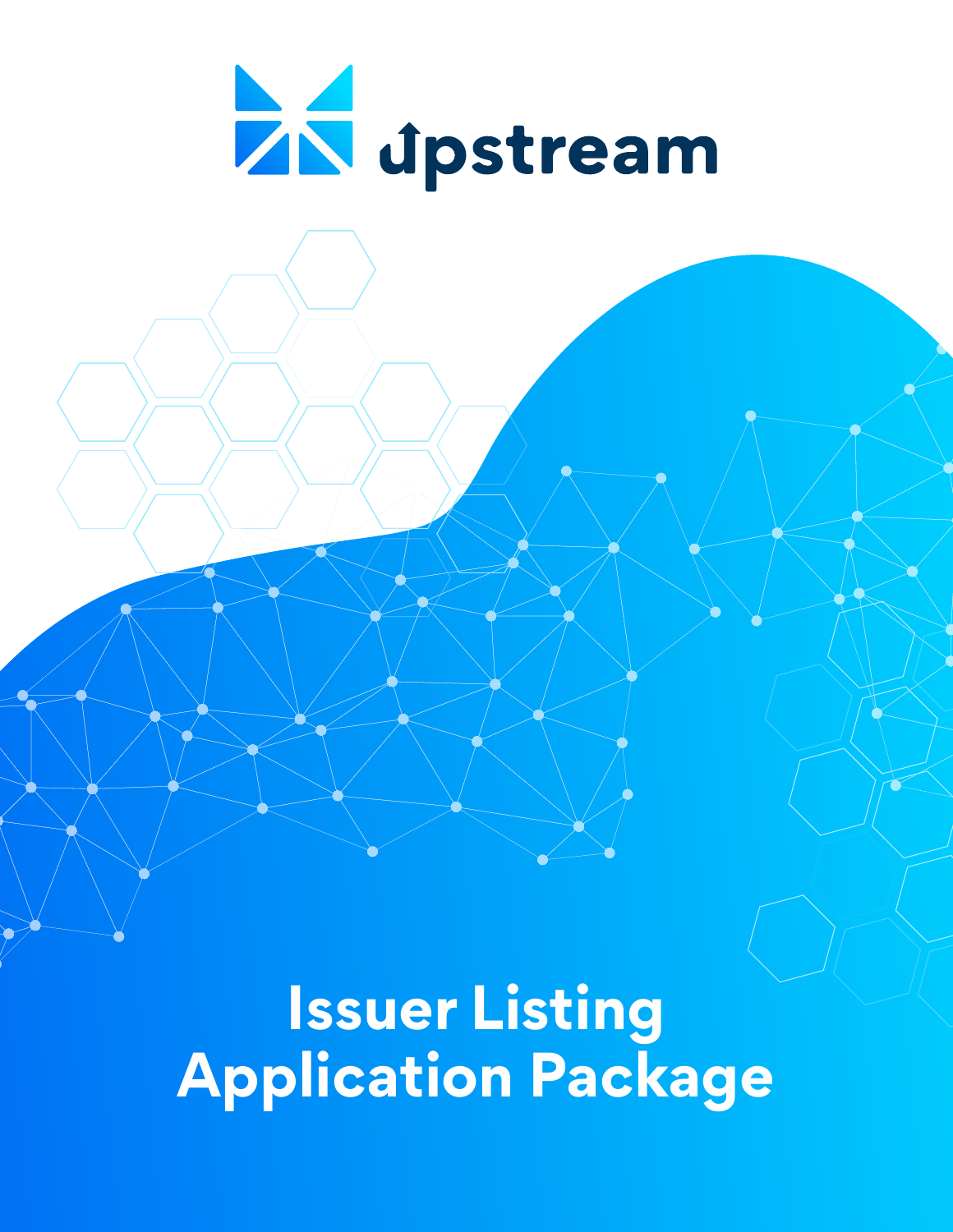upstream

# Issuer Listing Application Package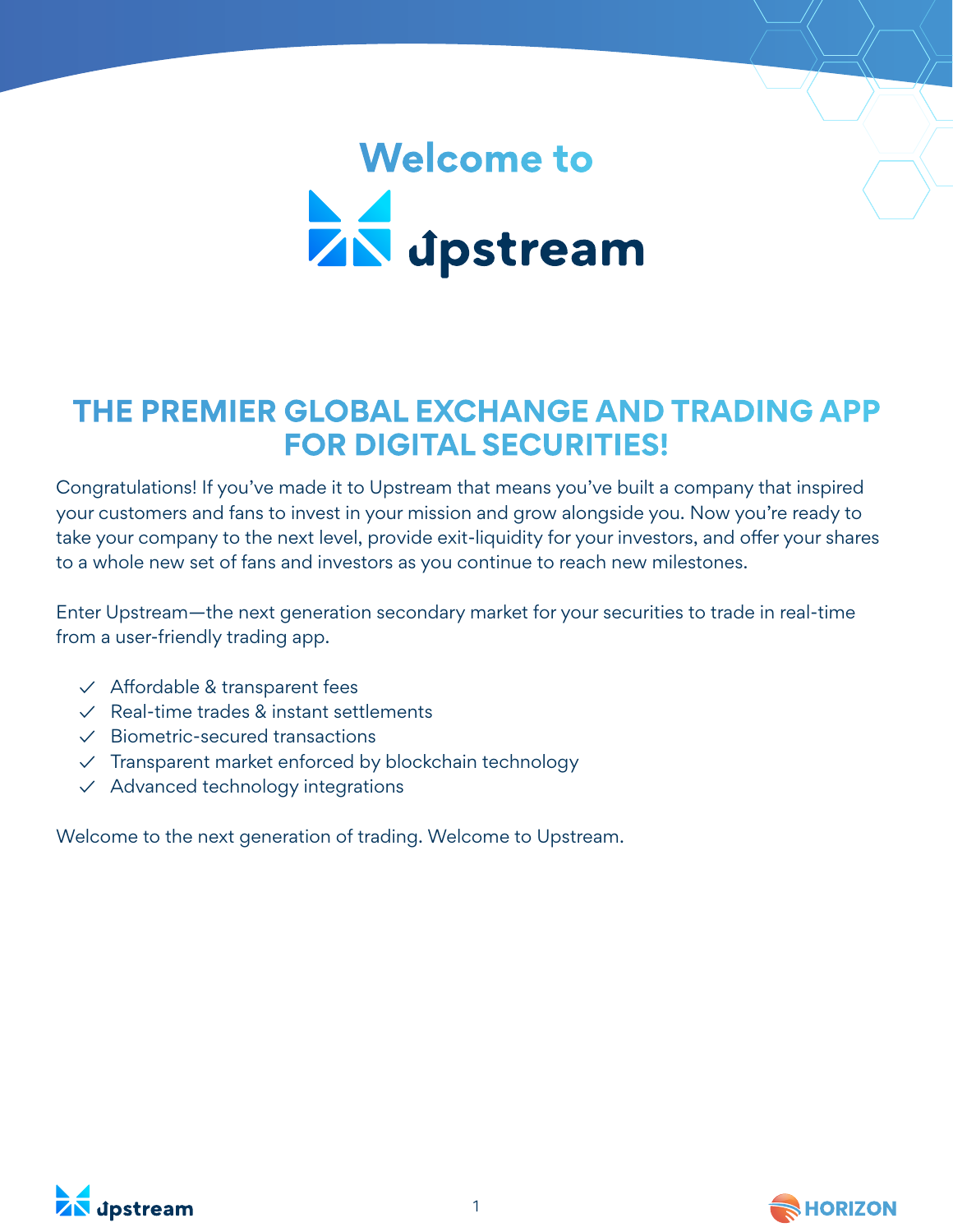# Welcome to Upstream

## THE PREMIER GLOBAL EXCHANGE AND TRADING APP FOR DIGITAL SECURITIES!

Congratulations! If you've made it to Upstream that means you've built a company that inspired your customers and fans to invest in your mission and grow alongside you. Now you're ready to take your company to the next level, provide exit-liquidity for your investors, and offer your shares to a whole new set of fans and investors as you continue to reach new milestones.

Enter Upstream—the next generation secondary market for your securities to trade in real-time from a user-friendly trading app.

- ✓ Affordable & transparent fees
- ✓ Real-time trades & instant settlements
- ✓ Biometric-secured transactions
- ✓ Transparent market enforced by blockchain technology
- ✓ Advanced technology integrations

Welcome to the next generation of trading. Welcome to Upstream.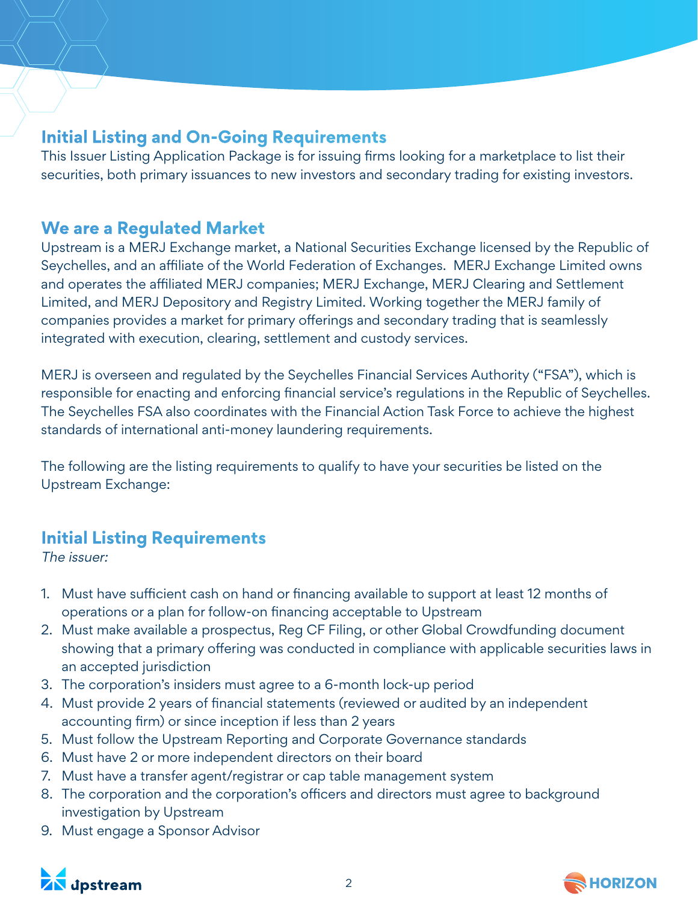## Initial Listing and On-Going Requirements

This Issuer Listing Application Package is for issuing firms looking for a marketplace to list their securities, both primary issuances to new investors and secondary trading for existing investors.

## We are a Regulated Market

Upstream is a MERJ Exchange market, a National Securities Exchange licensed by the Republic of Seychelles, and an affiliate of the World Federation of Exchanges. MERJ Exchange Limited owns and operates the affiliated MERJ companies; MERJ Exchange, MERJ Clearing and Settlement Limited, and MERJ Depository and Registry Limited. Working together the MERJ family of companies provides a market for primary offerings and secondary trading that is seamlessly integrated with execution, clearing, settlement and custody services.

MERJ is overseen and regulated by the Seychelles Financial Services Authority ("FSA"), which is responsible for enacting and enforcing financial service's regulations in the Republic of Seychelles. The Seychelles FSA also coordinates with the Financial Action Task Force to achieve the highest standards of international anti-money laundering requirements.

The following are the listing requirements to qualify to have your securities be listed on the Upstream Exchange:

## Initial Listing Requirements

*The issuer:*

1. Must have sufficient cash on hand or financing available to support at least 12 months of operations or a plan for follow-on financing acceptable to Upstream
2. Must make available a prospectus, Reg CF Filing, or other Global Crowdfunding document showing that a primary offering was conducted in compliance with applicable securities laws in an accepted jurisdiction
3. The corporation's insiders must agree to a 6-month lock-up period
4. Must provide 2 years of financial statements (reviewed or audited by an independent accounting firm) or since inception if less than 2 years
5. Must follow the Upstream Reporting and Corporate Governance standards
6. Must have 2 or more independent directors on their board
7. Must have a transfer agent/registrar or cap table management system
8. The corporation and the corporation's officers and directors must agree to background investigation by Upstream
9. Must engage a Sponsor Advisor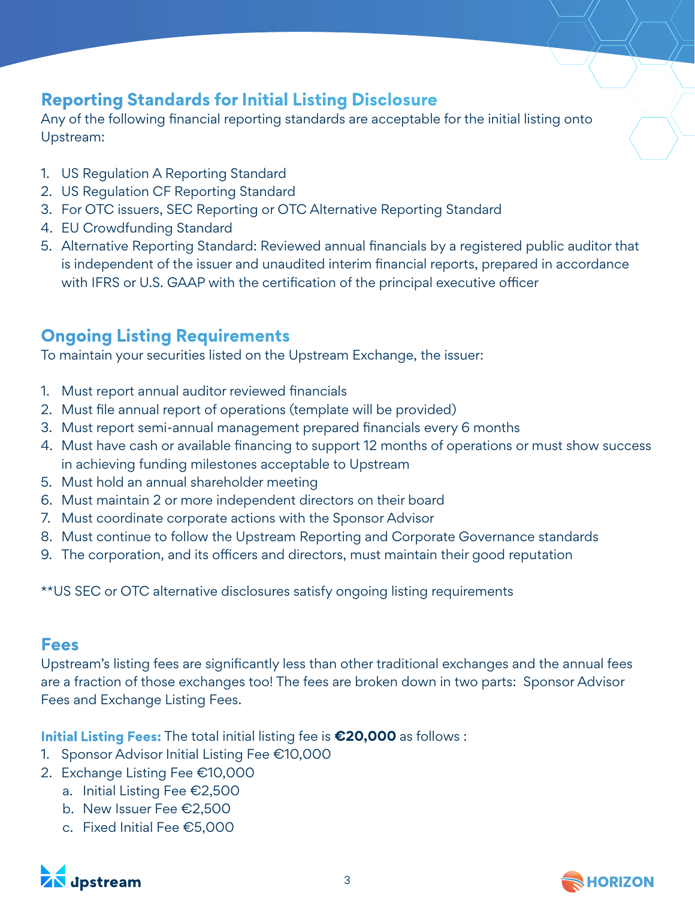## Reporting Standards for Initial Listing Disclosure

Any of the following financial reporting standards are acceptable for the initial listing onto Upstream:

1. US Regulation A Reporting Standard
2. US Regulation CF Reporting Standard
3. For OTC issuers, SEC Reporting or OTC Alternative Reporting Standard
4. EU Crowdfunding Standard
5. Alternative Reporting Standard: Reviewed annual financials by a registered public auditor that is independent of the issuer and unaudited interim financial reports, prepared in accordance with IFRS or U.S. GAAP with the certification of the principal executive officer

## Ongoing Listing Requirements

To maintain your securities listed on the Upstream Exchange, the issuer:

1. Must report annual auditor reviewed financials
2. Must file annual report of operations (template will be provided)
3. Must report semi-annual management prepared financials every 6 months
4. Must have cash or available financing to support 12 months of operations or must show success in achieving funding milestones acceptable to Upstream
5. Must hold an annual shareholder meeting
6. Must maintain 2 or more independent directors on their board
7. Must coordinate corporate actions with the Sponsor Advisor
8. Must continue to follow the Upstream Reporting and Corporate Governance standards
9. The corporation, and its officers and directors, must maintain their good reputation

**US SEC or OTC alternative disclosures satisfy ongoing listing requirements

## Fees

Upstream's listing fees are significantly less than other traditional exchanges and the annual fees are a fraction of those exchanges too! The fees are broken down in two parts: Sponsor Advisor Fees and Exchange Listing Fees.

**Initial Listing Fees:** The total initial listing fee is **€20,000** as follows :

1. Sponsor Advisor Initial Listing Fee €10,000
2. Exchange Listing Fee €10,000
   a. Initial Listing Fee €2,500
   b. New Issuer Fee €2,500
   c. Fixed Initial Fee €5,000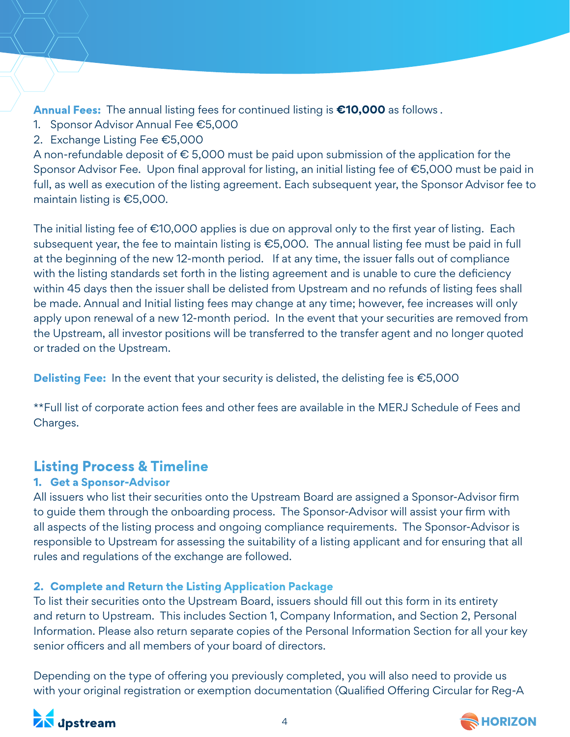**Annual Fees:** The annual listing fees for continued listing is **€10,000** as follows .

1. Sponsor Advisor Annual Fee €5,000
2. Exchange Listing Fee €5,000

A non-refundable deposit of € 5,000 must be paid upon submission of the application for the Sponsor Advisor Fee. Upon final approval for listing, an initial listing fee of €5,000 must be paid in full, as well as execution of the listing agreement. Each subsequent year, the Sponsor Advisor fee to maintain listing is €5,000.

The initial listing fee of €10,000 applies is due on approval only to the first year of listing. Each subsequent year, the fee to maintain listing is €5,000. The annual listing fee must be paid in full at the beginning of the new 12-month period. If at any time, the issuer falls out of compliance with the listing standards set forth in the listing agreement and is unable to cure the deficiency within 45 days then the issuer shall be delisted from Upstream and no refunds of listing fees shall be made. Annual and Initial listing fees may change at any time; however, fee increases will only apply upon renewal of a new 12-month period. In the event that your securities are removed from the Upstream, all investor positions will be transferred to the transfer agent and no longer quoted or traded on the Upstream.

**Delisting Fee:** In the event that your security is delisted, the delisting fee is €5,000

**Full list of corporate action fees and other fees are available in the MERJ Schedule of Fees and Charges.

## Listing Process & Timeline

### 1. Get a Sponsor-Advisor

All issuers who list their securities onto the Upstream Board are assigned a Sponsor-Advisor firm to guide them through the onboarding process. The Sponsor-Advisor will assist your firm with all aspects of the listing process and ongoing compliance requirements. The Sponsor-Advisor is responsible to Upstream for assessing the suitability of a listing applicant and for ensuring that all rules and regulations of the exchange are followed.

### 2. Complete and Return the Listing Application Package

To list their securities onto the Upstream Board, issuers should fill out this form in its entirety and return to Upstream. This includes Section 1, Company Information, and Section 2, Personal Information. Please also return separate copies of the Personal Information Section for all your key senior officers and all members of your board of directors.

Depending on the type of offering you previously completed, you will also need to provide us with your original registration or exemption documentation (Qualified Offering Circular for Reg-A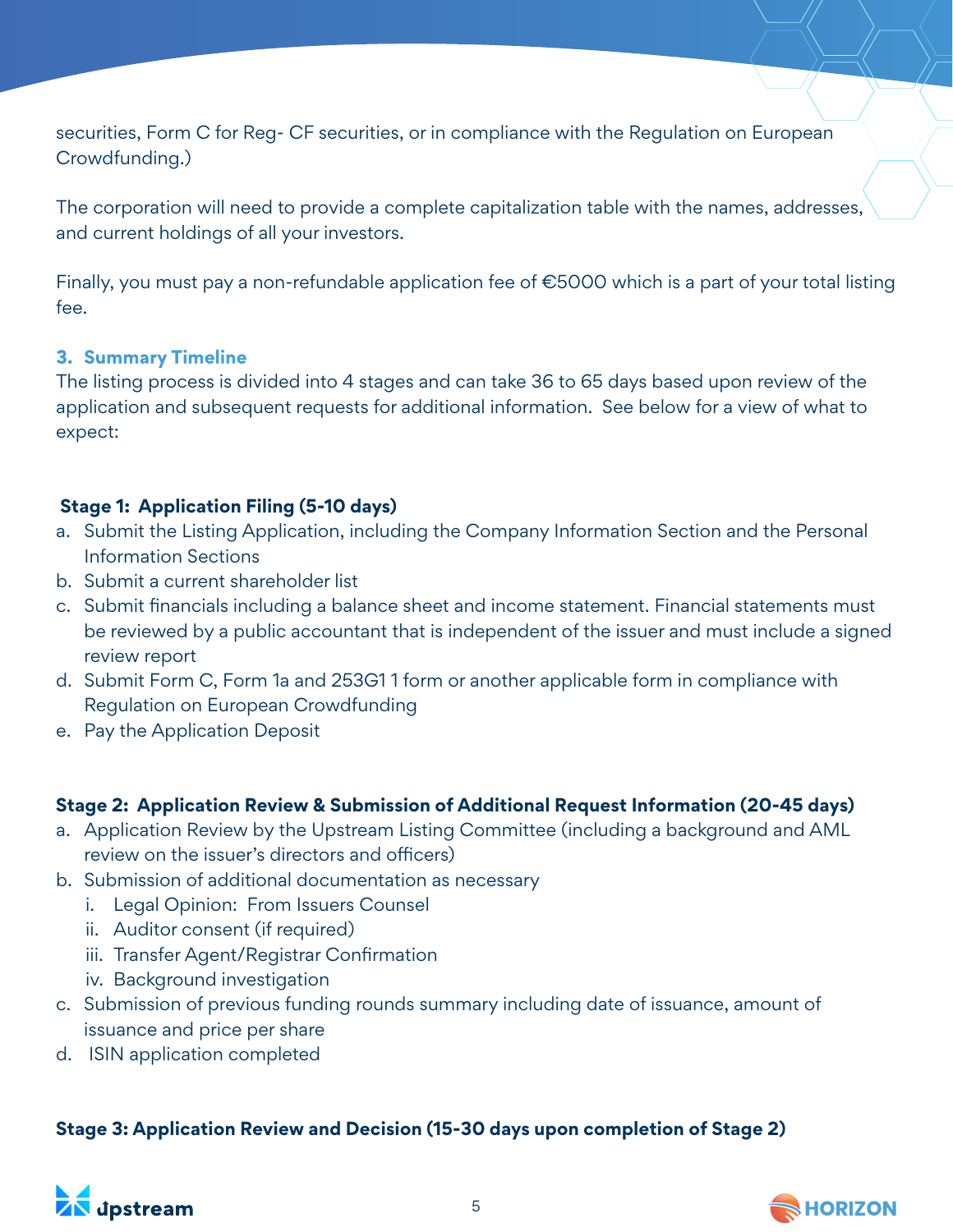securities, Form C for Reg- CF securities, or in compliance with the Regulation on European Crowdfunding.)

The corporation will need to provide a complete capitalization table with the names, addresses, and current holdings of all your investors.

Finally, you must pay a non-refundable application fee of €5000 which is a part of your total listing fee.

### 3. Summary Timeline

The listing process is divided into 4 stages and can take 36 to 65 days based upon review of the application and subsequent requests for additional information. See below for a view of what to expect:

**Stage 1: Application Filing (5-10 days)**

a. Submit the Listing Application, including the Company Information Section and the Personal Information Sections
b. Submit a current shareholder list
c. Submit financials including a balance sheet and income statement. Financial statements must be reviewed by a public accountant that is independent of the issuer and must include a signed review report
d. Submit Form C, Form 1a and 253G1 1 form or another applicable form in compliance with Regulation on European Crowdfunding
e. Pay the Application Deposit

**Stage 2: Application Review & Submission of Additional Request Information (20-45 days)**

a. Application Review by the Upstream Listing Committee (including a background and AML review on the issuer's directors and officers)
b. Submission of additional documentation as necessary
   i. Legal Opinion: From Issuers Counsel
   ii. Auditor consent (if required)
   iii. Transfer Agent/Registrar Confirmation
   iv. Background investigation
c. Submission of previous funding rounds summary including date of issuance, amount of issuance and price per share
d. ISIN application completed

**Stage 3: Application Review and Decision (15-30 days upon completion of Stage 2)**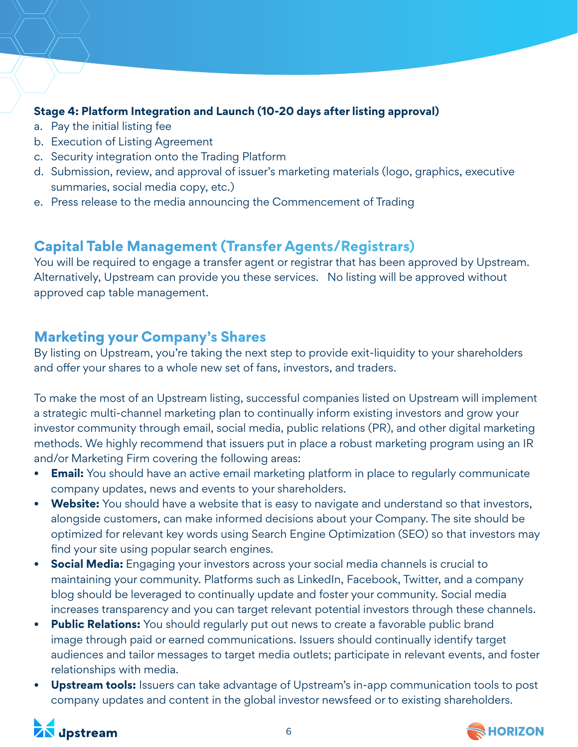**Stage 4: Platform Integration and Launch (10-20 days after listing approval)**

a. Pay the initial listing fee
b. Execution of Listing Agreement
c. Security integration onto the Trading Platform
d. Submission, review, and approval of issuer's marketing materials (logo, graphics, executive summaries, social media copy, etc.)
e. Press release to the media announcing the Commencement of Trading

## Capital Table Management (Transfer Agents/Registrars)

You will be required to engage a transfer agent or registrar that has been approved by Upstream. Alternatively, Upstream can provide you these services. No listing will be approved without approved cap table management.

## Marketing your Company's Shares

By listing on Upstream, you're taking the next step to provide exit-liquidity to your shareholders and offer your shares to a whole new set of fans, investors, and traders.

To make the most of an Upstream listing, successful companies listed on Upstream will implement a strategic multi-channel marketing plan to continually inform existing investors and grow your investor community through email, social media, public relations (PR), and other digital marketing methods. We highly recommend that issuers put in place a robust marketing program using an IR and/or Marketing Firm covering the following areas:

- **Email:** You should have an active email marketing platform in place to regularly communicate company updates, news and events to your shareholders.
- **Website:** You should have a website that is easy to navigate and understand so that investors, alongside customers, can make informed decisions about your Company. The site should be optimized for relevant key words using Search Engine Optimization (SEO) so that investors may find your site using popular search engines.
- **Social Media:** Engaging your investors across your social media channels is crucial to maintaining your community. Platforms such as LinkedIn, Facebook, Twitter, and a company blog should be leveraged to continually update and foster your community. Social media increases transparency and you can target relevant potential investors through these channels.
- **Public Relations:** You should regularly put out news to create a favorable public brand image through paid or earned communications. Issuers should continually identify target audiences and tailor messages to target media outlets; participate in relevant events, and foster relationships with media.
- **Upstream tools:** Issuers can take advantage of Upstream's in-app communication tools to post company updates and content in the global investor newsfeed or to existing shareholders.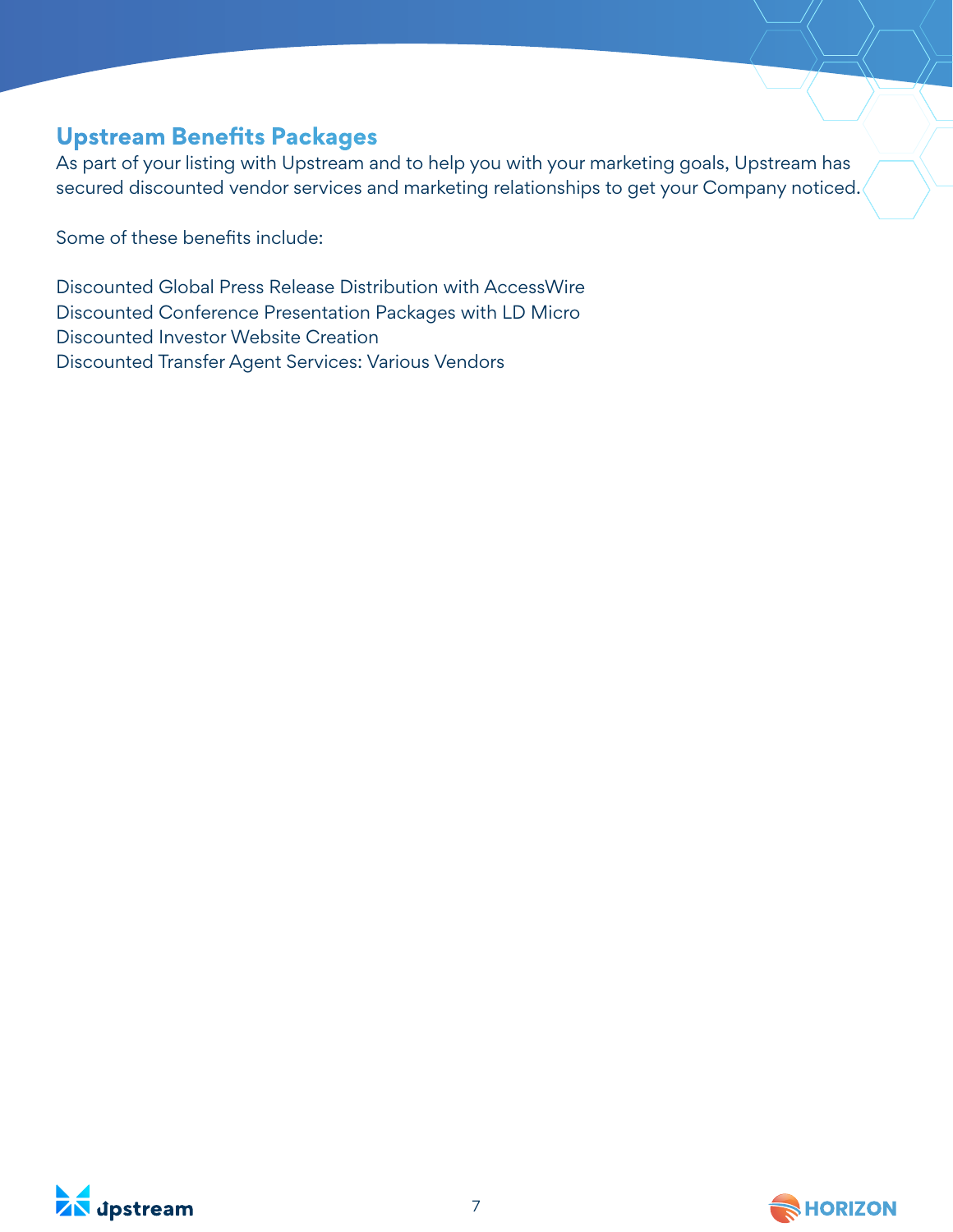## Upstream Benefits Packages

As part of your listing with Upstream and to help you with your marketing goals, Upstream has secured discounted vendor services and marketing relationships to get your Company noticed.

Some of these benefits include:

Discounted Global Press Release Distribution with AccessWire
Discounted Conference Presentation Packages with LD Micro
Discounted Investor Website Creation
Discounted Transfer Agent Services: Various Vendors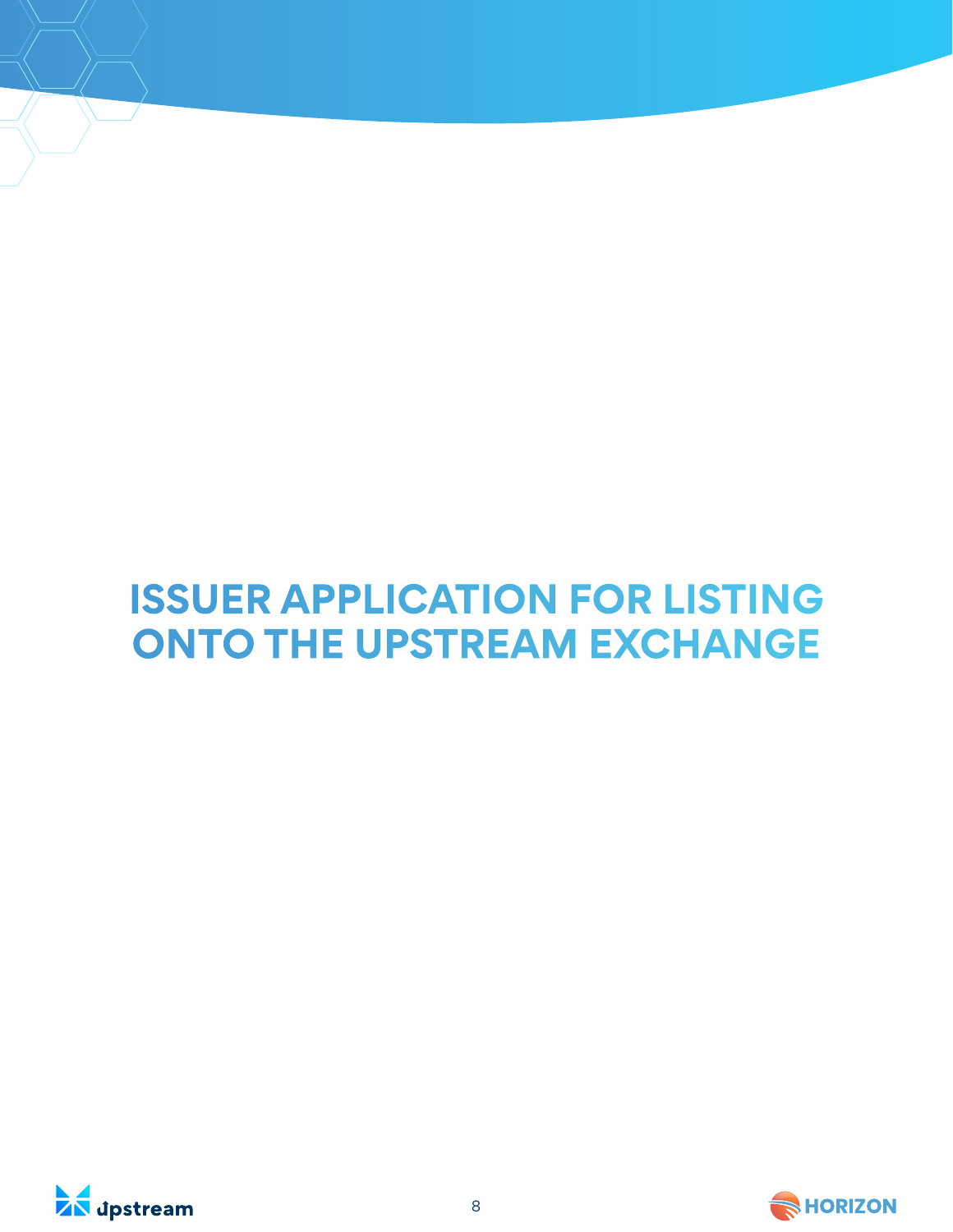# ISSUER APPLICATION FOR LISTING ONTO THE UPSTREAM EXCHANGE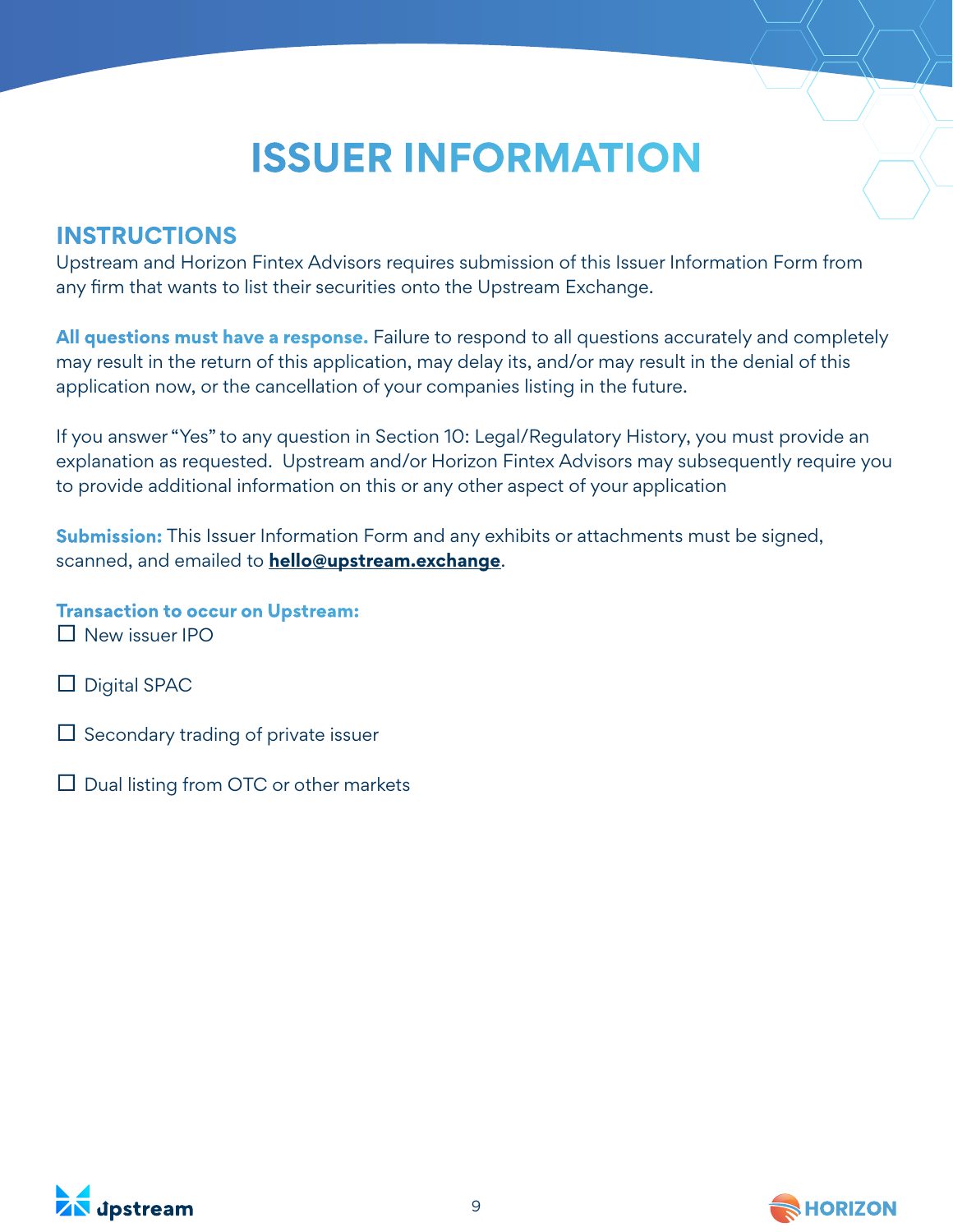# ISSUER INFORMATION

## INSTRUCTIONS

Upstream and Horizon Fintex Advisors requires submission of this Issuer Information Form from any firm that wants to list their securities onto the Upstream Exchange.

**All questions must have a response.** Failure to respond to all questions accurately and completely may result in the return of this application, may delay its, and/or may result in the denial of this application now, or the cancellation of your companies listing in the future.

If you answer "Yes" to any question in Section 10: Legal/Regulatory History, you must provide an explanation as requested. Upstream and/or Horizon Fintex Advisors may subsequently require you to provide additional information on this or any other aspect of your application

**Submission:** This Issuer Information Form and any exhibits or attachments must be signed, scanned, and emailed to **hello@upstream.exchange**.

**Transaction to occur on Upstream:**

☐ New issuer IPO

☐ Digital SPAC

☐ Secondary trading of private issuer

☐ Dual listing from OTC or other markets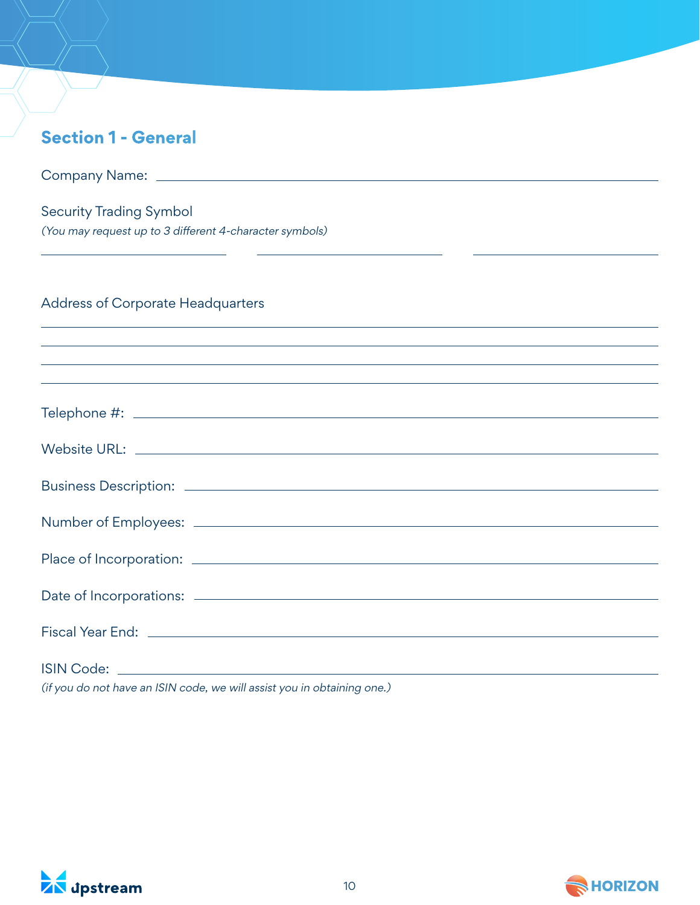## Section 1 - General

Company Name: ______________________________

Security Trading Symbol
*(You may request up to 3 different 4-character symbols)*

______________ ______________ ______________

Address of Corporate Headquarters

______________________________
______________________________
______________________________
______________________________

Telephone #: ______________________________

Website URL: ______________________________

Business Description: ______________________________

Number of Employees: ______________________________

Place of Incorporation: ______________________________

Date of Incorporations: ______________________________

Fiscal Year End: ______________________________

ISIN Code: ______________________________
*(if you do not have an ISIN code, we will assist you in obtaining one.)*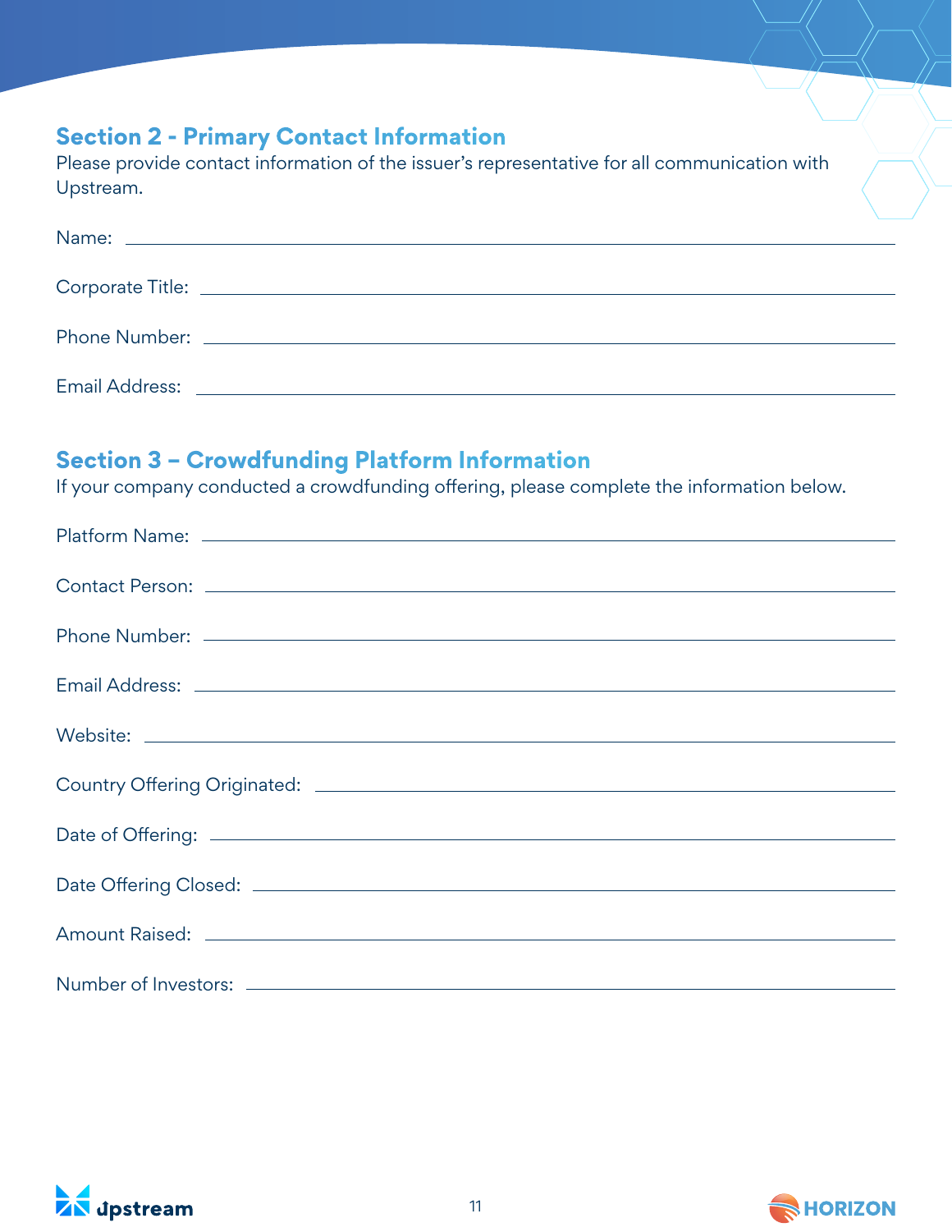## Section 2 - Primary Contact Information

Please provide contact information of the issuer's representative for all communication with Upstream.

Name: ______________________________

Corporate Title: ______________________________

Phone Number: ______________________________

Email Address: ______________________________

## Section 3 – Crowdfunding Platform Information

If your company conducted a crowdfunding offering, please complete the information below.

Platform Name: ______________________________

Contact Person: ______________________________

Phone Number: ______________________________

Email Address: ______________________________

Website: ______________________________

Country Offering Originated: ______________________________

Date of Offering: ______________________________

Date Offering Closed: ______________________________

Amount Raised: ______________________________

Number of Investors: ______________________________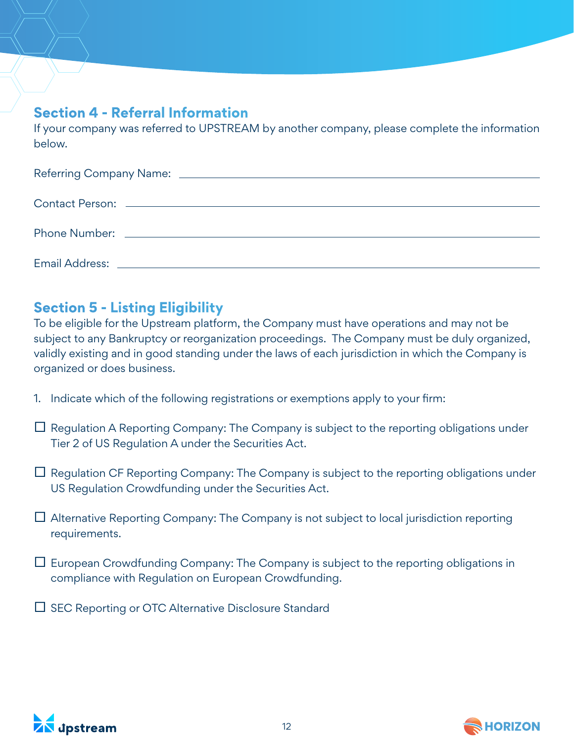## Section 4 - Referral Information

If your company was referred to UPSTREAM by another company, please complete the information below.

Referring Company Name: \_\_\_\_\_\_\_\_\_\_\_\_\_\_\_\_\_\_\_\_\_\_\_\_\_\_\_\_\_\_\_\_\_\_\_\_\_\_\_\_

Contact Person: \_\_\_\_\_\_\_\_\_\_\_\_\_\_\_\_\_\_\_\_\_\_\_\_\_\_\_\_\_\_\_\_\_\_\_\_\_\_\_\_

Phone Number: \_\_\_\_\_\_\_\_\_\_\_\_\_\_\_\_\_\_\_\_\_\_\_\_\_\_\_\_\_\_\_\_\_\_\_\_\_\_\_\_

Email Address: \_\_\_\_\_\_\_\_\_\_\_\_\_\_\_\_\_\_\_\_\_\_\_\_\_\_\_\_\_\_\_\_\_\_\_\_\_\_\_\_

## Section 5 - Listing Eligibility

To be eligible for the Upstream platform, the Company must have operations and may not be subject to any Bankruptcy or reorganization proceedings. The Company must be duly organized, validly existing and in good standing under the laws of each jurisdiction in which the Company is organized or does business.

1. Indicate which of the following registrations or exemptions apply to your firm:

☐ Regulation A Reporting Company: The Company is subject to the reporting obligations under Tier 2 of US Regulation A under the Securities Act.

☐ Regulation CF Reporting Company: The Company is subject to the reporting obligations under US Regulation Crowdfunding under the Securities Act.

☐ Alternative Reporting Company: The Company is not subject to local jurisdiction reporting requirements.

☐ European Crowdfunding Company: The Company is subject to the reporting obligations in compliance with Regulation on European Crowdfunding.

☐ SEC Reporting or OTC Alternative Disclosure Standard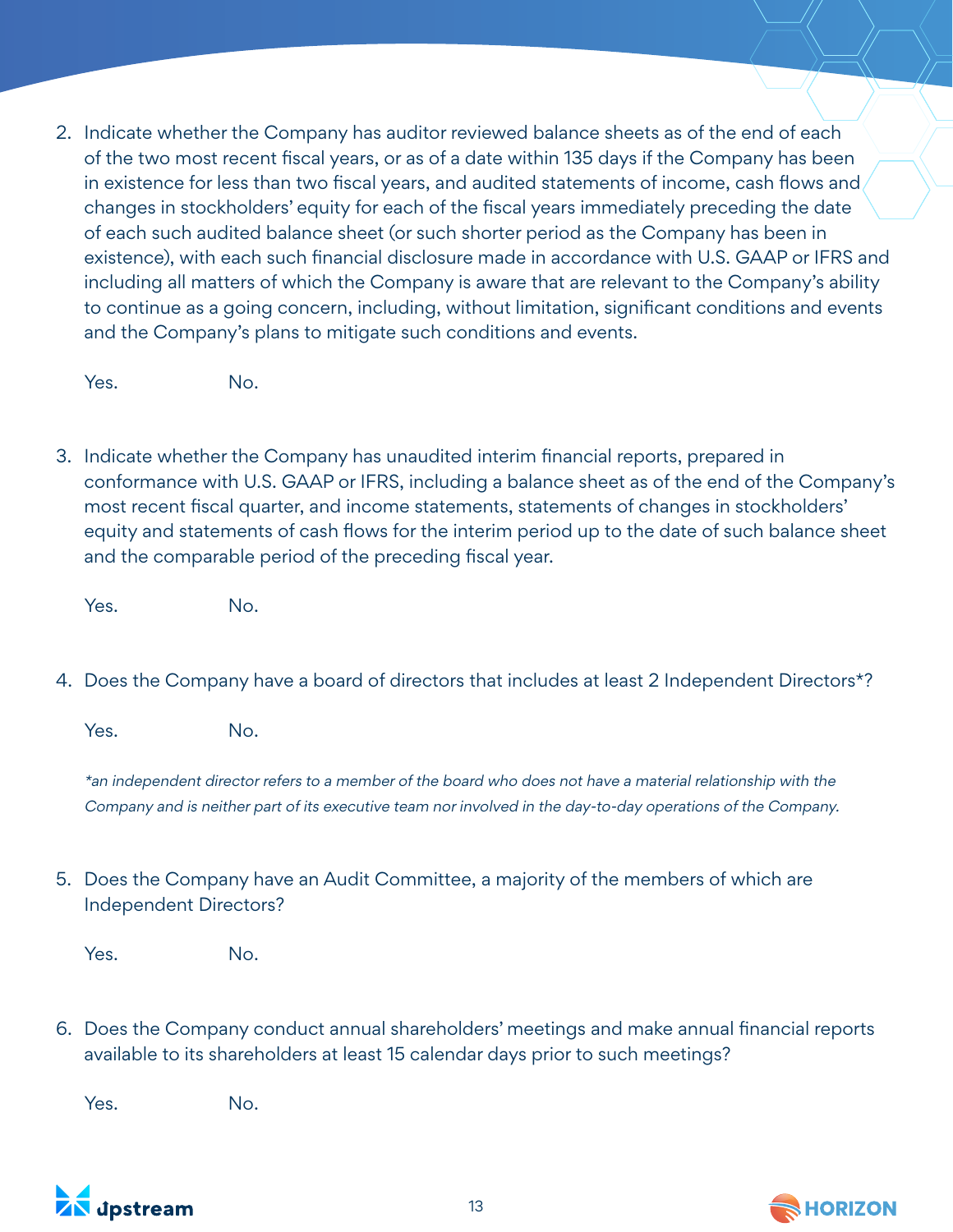2. Indicate whether the Company has auditor reviewed balance sheets as of the end of each of the two most recent fiscal years, or as of a date within 135 days if the Company has been in existence for less than two fiscal years, and audited statements of income, cash flows and changes in stockholders' equity for each of the fiscal years immediately preceding the date of each such audited balance sheet (or such shorter period as the Company has been in existence), with each such financial disclosure made in accordance with U.S. GAAP or IFRS and including all matters of which the Company is aware that are relevant to the Company's ability to continue as a going concern, including, without limitation, significant conditions and events and the Company's plans to mitigate such conditions and events.

   Yes. No.

3. Indicate whether the Company has unaudited interim financial reports, prepared in conformance with U.S. GAAP or IFRS, including a balance sheet as of the end of the Company's most recent fiscal quarter, and income statements, statements of changes in stockholders' equity and statements of cash flows for the interim period up to the date of such balance sheet and the comparable period of the preceding fiscal year.

   Yes. No.

4. Does the Company have a board of directors that includes at least 2 Independent Directors*?

   Yes. No.

   *\*an independent director refers to a member of the board who does not have a material relationship with the Company and is neither part of its executive team nor involved in the day-to-day operations of the Company.*

5. Does the Company have an Audit Committee, a majority of the members of which are Independent Directors?

   Yes. No.

6. Does the Company conduct annual shareholders' meetings and make annual financial reports available to its shareholders at least 15 calendar days prior to such meetings?

   Yes. No.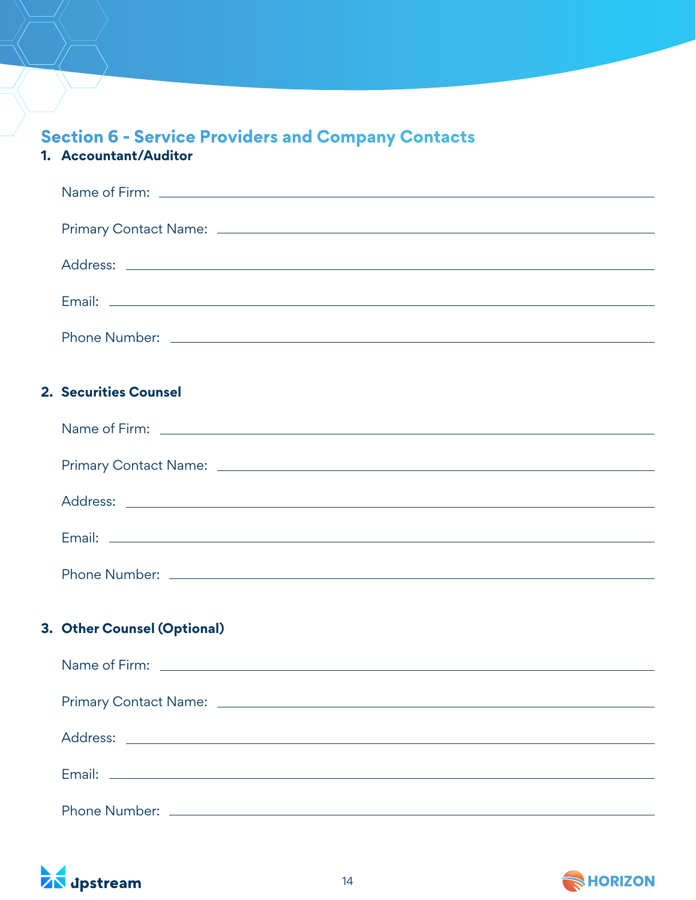## Section 6 - Service Providers and Company Contacts

### 1. Accountant/Auditor

Name of Firm: ______________________________

Primary Contact Name: ______________________________

Address: ______________________________

Email: ______________________________

Phone Number: ______________________________

### 2. Securities Counsel

Name of Firm: ______________________________

Primary Contact Name: ______________________________

Address: ______________________________

Email: ______________________________

Phone Number: ______________________________

### 3. Other Counsel (Optional)

Name of Firm: ______________________________

Primary Contact Name: ______________________________

Address: ______________________________

Email: ______________________________

Phone Number: ______________________________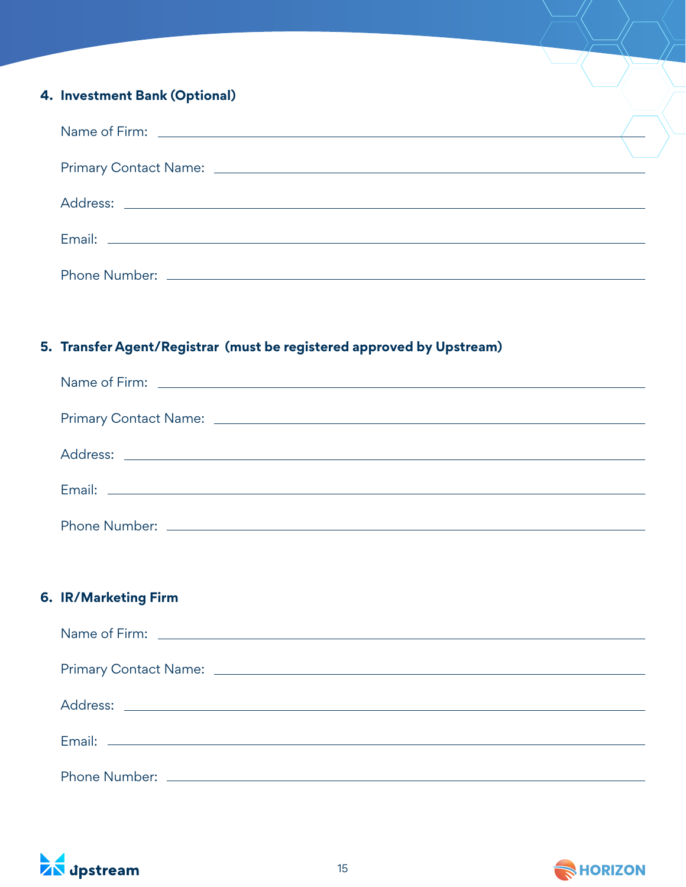**4. Investment Bank (Optional)**

Name of Firm: ______________________________

Primary Contact Name: ______________________________

Address: ______________________________

Email: ______________________________

Phone Number: ______________________________

**5. Transfer Agent/Registrar (must be registered approved by Upstream)**

Name of Firm: ______________________________

Primary Contact Name: ______________________________

Address: ______________________________

Email: ______________________________

Phone Number: ______________________________

**6. IR/Marketing Firm**

Name of Firm: ______________________________

Primary Contact Name: ______________________________

Address: ______________________________

Email: ______________________________

Phone Number: ______________________________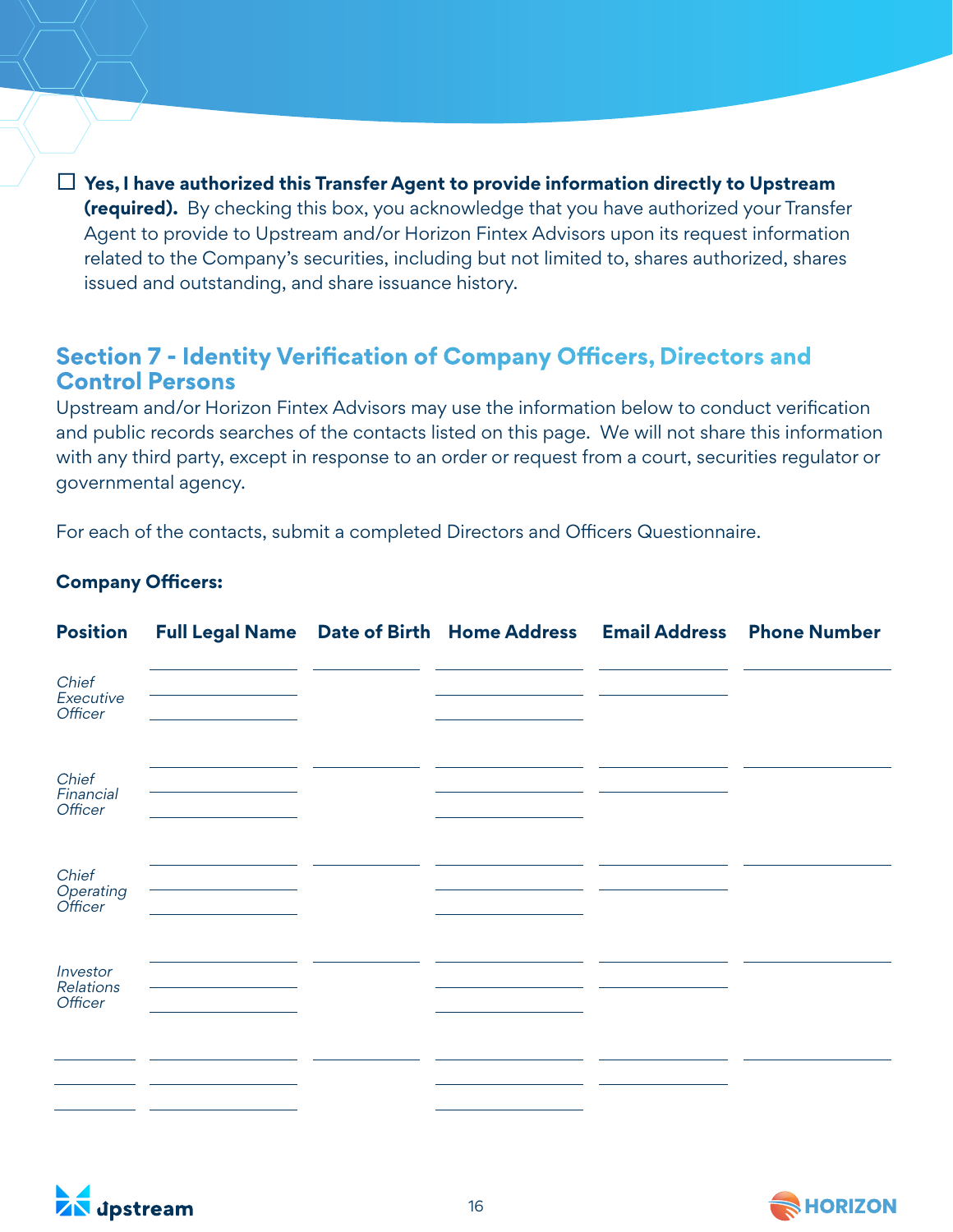☐ **Yes, I have authorized this Transfer Agent to provide information directly to Upstream (required).** By checking this box, you acknowledge that you have authorized your Transfer Agent to provide to Upstream and/or Horizon Fintex Advisors upon its request information related to the Company's securities, including but not limited to, shares authorized, shares issued and outstanding, and share issuance history.

## Section 7 - Identity Verification of Company Officers, Directors and Control Persons

Upstream and/or Horizon Fintex Advisors may use the information below to conduct verification and public records searches of the contacts listed on this page. We will not share this information with any third party, except in response to an order or request from a court, securities regulator or governmental agency.

For each of the contacts, submit a completed Directors and Officers Questionnaire.

**Company Officers:**

| Position | Full Legal Name | Date of Birth | Home Address | Email Address | Phone Number |
|---|---|---|---|---|---|
| *Chief Executive Officer* | | | | | |
| *Chief Financial Officer* | | | | | |
| *Chief Operating Officer* | | | | | |
| *Investor Relations Officer* | | | | | |
| | | | | | |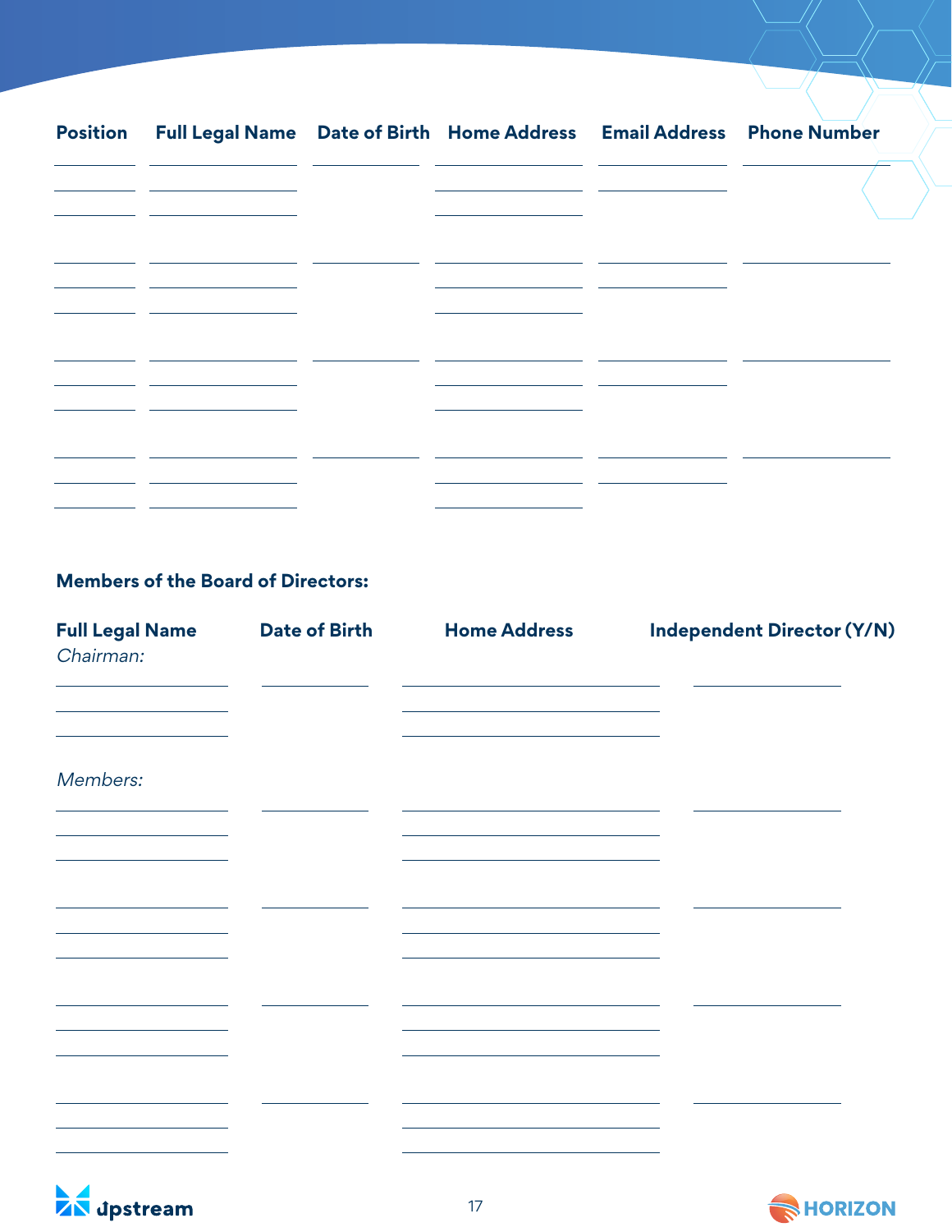| Position | Full Legal Name | Date of Birth | Home Address | Email Address | Phone Number |
|---|---|---|---|---|---|
| | | | | | |
| | | | | | |
| | | | | | |
| | | | | | |

**Members of the Board of Directors:**

| Full Legal Name | Date of Birth | Home Address | Independent Director (Y/N) |
|---|---|---|---|
| *Chairman:* | | | |
| | | | |
| *Members:* | | | |
| | | | |
| | | | |
| | | | |
| | | | |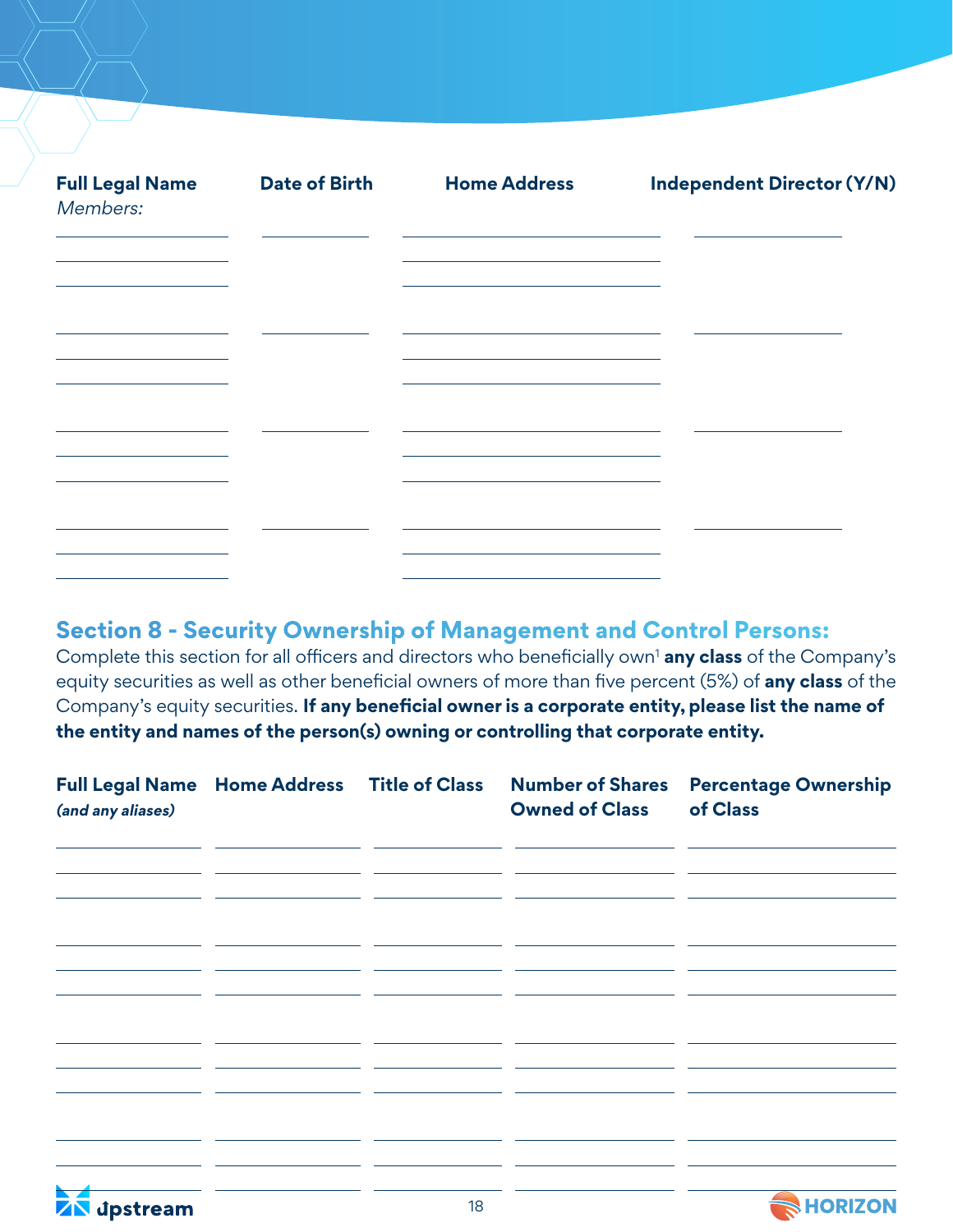| Full Legal Name *Members:* | Date of Birth | Home Address | Independent Director (Y/N) |
| --- | --- | --- | --- |
| | | | |
| | | | |
| | | | |
| | | | |

## Section 8 - Security Ownership of Management and Control Persons:

Complete this section for all officers and directors who beneficially own[1] **any class** of the Company's equity securities as well as other beneficial owners of more than five percent (5%) of **any class** of the Company's equity securities. **If any beneficial owner is a corporate entity, please list the name of the entity and names of the person(s) owning or controlling that corporate entity.**

| Full Legal Name *(and any aliases)* | Home Address | Title of Class | Number of Shares Owned of Class | Percentage Ownership of Class |
| --- | --- | --- | --- | --- |
| | | | | |
| | | | | |
| | | | | |
| | | | | |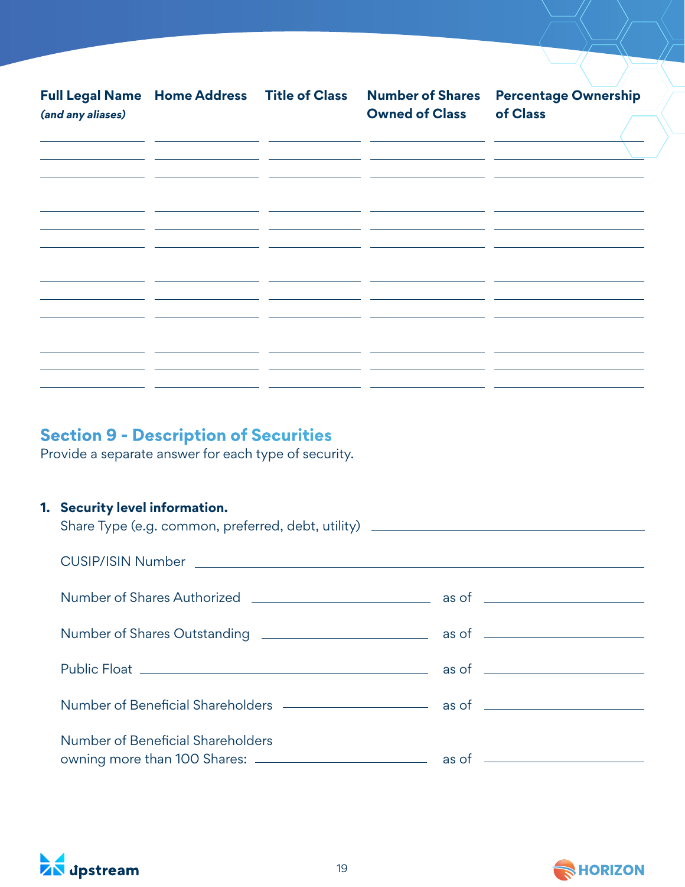| Full Legal Name *(and any aliases)* | Home Address | Title of Class | Number of Shares Owned of Class | Percentage Ownership of Class |
|---|---|---|---|---|
| | | | | |
| | | | | |
| | | | | |
| | | | | |

## Section 9 - Description of Securities

Provide a separate answer for each type of security.

1. **Security level information.**

   Share Type (e.g. common, preferred, debt, utility) ______________________

   CUSIP/ISIN Number ______________________

   Number of Shares Authorized ______________ as of ______________

   Number of Shares Outstanding ______________ as of ______________

   Public Float ______________ as of ______________

   Number of Beneficial Shareholders ______________ as of ______________

   Number of Beneficial Shareholders owning more than 100 Shares: ______________ as of ______________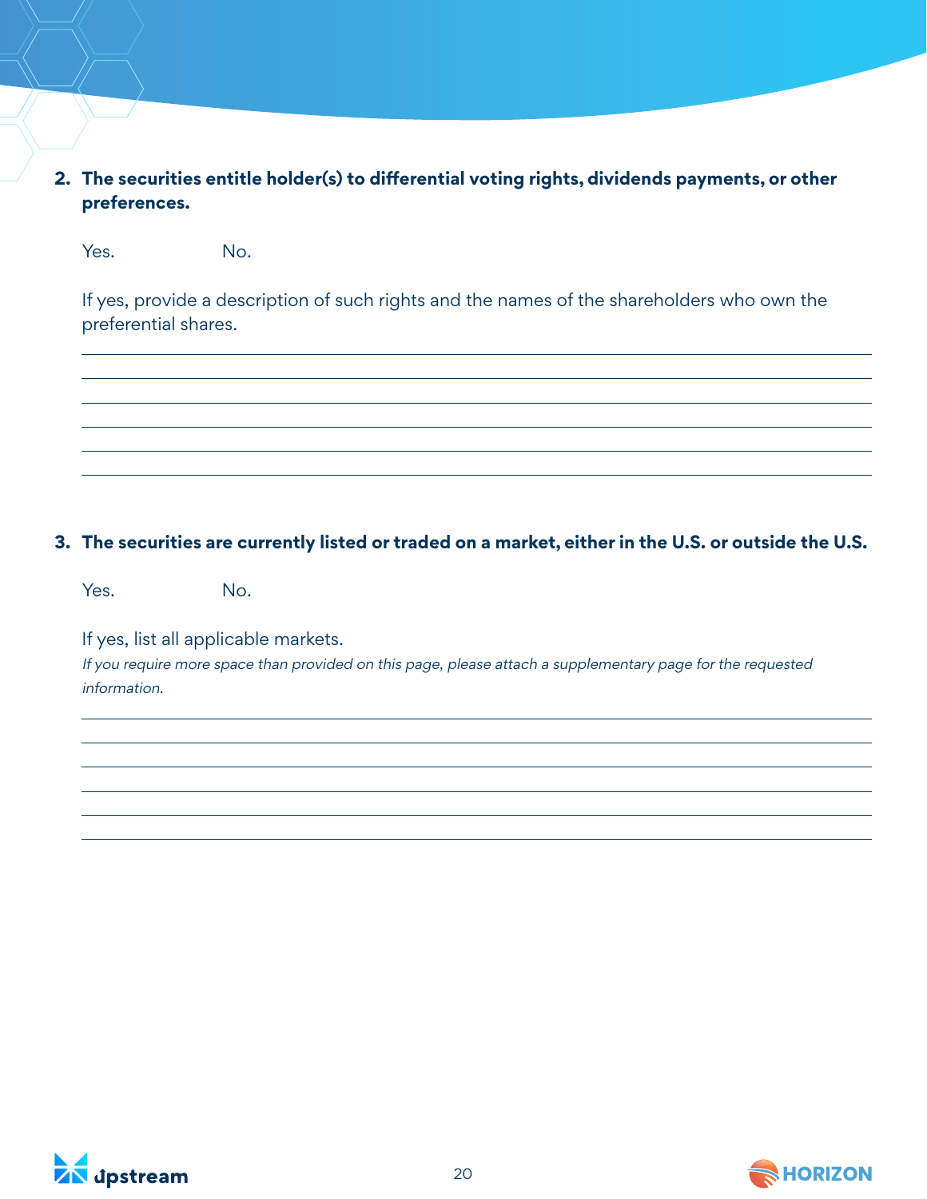2. **The securities entitle holder(s) to differential voting rights, dividends payments, or other preferences.**

   Yes.  No.

   If yes, provide a description of such rights and the names of the shareholders who own the preferential shares.

   ______________________________________________________________________
   ______________________________________________________________________
   ______________________________________________________________________
   ______________________________________________________________________
   ______________________________________________________________________
   ______________________________________________________________________

3. **The securities are currently listed or traded on a market, either in the U.S. or outside the U.S.**

   Yes.  No.

   If yes, list all applicable markets.

   *If you require more space than provided on this page, please attach a supplementary page for the requested information.*

   ______________________________________________________________________
   ______________________________________________________________________
   ______________________________________________________________________
   ______________________________________________________________________
   ______________________________________________________________________
   ______________________________________________________________________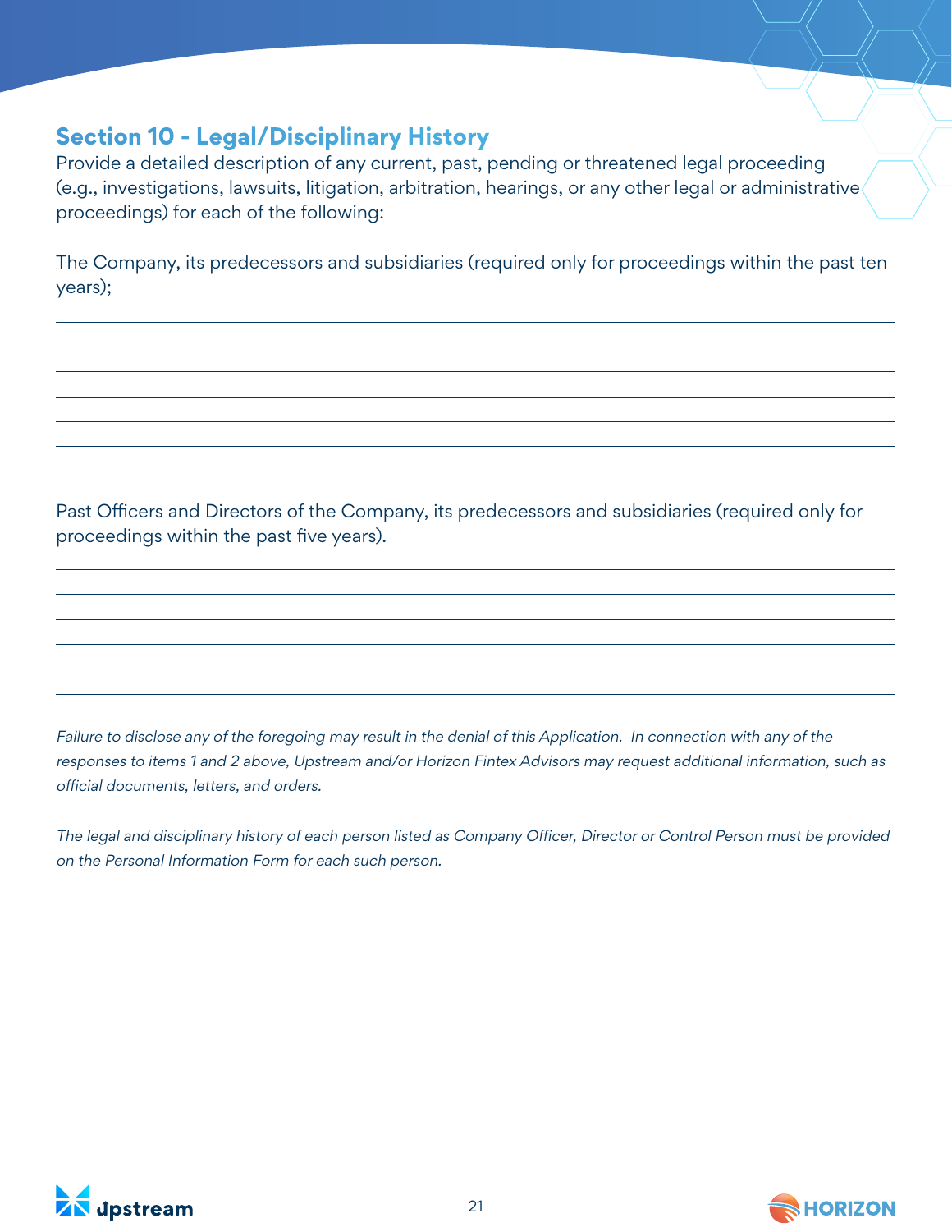## Section 10 - Legal/Disciplinary History

Provide a detailed description of any current, past, pending or threatened legal proceeding (e.g., investigations, lawsuits, litigation, arbitration, hearings, or any other legal or administrative proceedings) for each of the following:

The Company, its predecessors and subsidiaries (required only for proceedings within the past ten years);

\_\_\_\_\_\_\_\_\_\_\_\_\_\_\_\_\_\_\_\_\_\_\_\_\_\_\_\_\_\_\_\_\_\_\_\_\_\_\_\_\_\_\_\_\_\_\_\_\_\_\_\_\_\_\_\_\_\_\_\_\_\_\_\_\_\_\_\_\_\_\_\_\_\_\_\_\_\_

\_\_\_\_\_\_\_\_\_\_\_\_\_\_\_\_\_\_\_\_\_\_\_\_\_\_\_\_\_\_\_\_\_\_\_\_\_\_\_\_\_\_\_\_\_\_\_\_\_\_\_\_\_\_\_\_\_\_\_\_\_\_\_\_\_\_\_\_\_\_\_\_\_\_\_\_\_\_

\_\_\_\_\_\_\_\_\_\_\_\_\_\_\_\_\_\_\_\_\_\_\_\_\_\_\_\_\_\_\_\_\_\_\_\_\_\_\_\_\_\_\_\_\_\_\_\_\_\_\_\_\_\_\_\_\_\_\_\_\_\_\_\_\_\_\_\_\_\_\_\_\_\_\_\_\_\_

\_\_\_\_\_\_\_\_\_\_\_\_\_\_\_\_\_\_\_\_\_\_\_\_\_\_\_\_\_\_\_\_\_\_\_\_\_\_\_\_\_\_\_\_\_\_\_\_\_\_\_\_\_\_\_\_\_\_\_\_\_\_\_\_\_\_\_\_\_\_\_\_\_\_\_\_\_\_

\_\_\_\_\_\_\_\_\_\_\_\_\_\_\_\_\_\_\_\_\_\_\_\_\_\_\_\_\_\_\_\_\_\_\_\_\_\_\_\_\_\_\_\_\_\_\_\_\_\_\_\_\_\_\_\_\_\_\_\_\_\_\_\_\_\_\_\_\_\_\_\_\_\_\_\_\_\_

\_\_\_\_\_\_\_\_\_\_\_\_\_\_\_\_\_\_\_\_\_\_\_\_\_\_\_\_\_\_\_\_\_\_\_\_\_\_\_\_\_\_\_\_\_\_\_\_\_\_\_\_\_\_\_\_\_\_\_\_\_\_\_\_\_\_\_\_\_\_\_\_\_\_\_\_\_\_

Past Officers and Directors of the Company, its predecessors and subsidiaries (required only for proceedings within the past five years).

\_\_\_\_\_\_\_\_\_\_\_\_\_\_\_\_\_\_\_\_\_\_\_\_\_\_\_\_\_\_\_\_\_\_\_\_\_\_\_\_\_\_\_\_\_\_\_\_\_\_\_\_\_\_\_\_\_\_\_\_\_\_\_\_\_\_\_\_\_\_\_\_\_\_\_\_\_\_

\_\_\_\_\_\_\_\_\_\_\_\_\_\_\_\_\_\_\_\_\_\_\_\_\_\_\_\_\_\_\_\_\_\_\_\_\_\_\_\_\_\_\_\_\_\_\_\_\_\_\_\_\_\_\_\_\_\_\_\_\_\_\_\_\_\_\_\_\_\_\_\_\_\_\_\_\_\_

\_\_\_\_\_\_\_\_\_\_\_\_\_\_\_\_\_\_\_\_\_\_\_\_\_\_\_\_\_\_\_\_\_\_\_\_\_\_\_\_\_\_\_\_\_\_\_\_\_\_\_\_\_\_\_\_\_\_\_\_\_\_\_\_\_\_\_\_\_\_\_\_\_\_\_\_\_\_

\_\_\_\_\_\_\_\_\_\_\_\_\_\_\_\_\_\_\_\_\_\_\_\_\_\_\_\_\_\_\_\_\_\_\_\_\_\_\_\_\_\_\_\_\_\_\_\_\_\_\_\_\_\_\_\_\_\_\_\_\_\_\_\_\_\_\_\_\_\_\_\_\_\_\_\_\_\_

\_\_\_\_\_\_\_\_\_\_\_\_\_\_\_\_\_\_\_\_\_\_\_\_\_\_\_\_\_\_\_\_\_\_\_\_\_\_\_\_\_\_\_\_\_\_\_\_\_\_\_\_\_\_\_\_\_\_\_\_\_\_\_\_\_\_\_\_\_\_\_\_\_\_\_\_\_\_

\_\_\_\_\_\_\_\_\_\_\_\_\_\_\_\_\_\_\_\_\_\_\_\_\_\_\_\_\_\_\_\_\_\_\_\_\_\_\_\_\_\_\_\_\_\_\_\_\_\_\_\_\_\_\_\_\_\_\_\_\_\_\_\_\_\_\_\_\_\_\_\_\_\_\_\_\_\_

*Failure to disclose any of the foregoing may result in the denial of this Application. In connection with any of the responses to items 1 and 2 above, Upstream and/or Horizon Fintex Advisors may request additional information, such as official documents, letters, and orders.*

*The legal and disciplinary history of each person listed as Company Officer, Director or Control Person must be provided on the Personal Information Form for each such person.*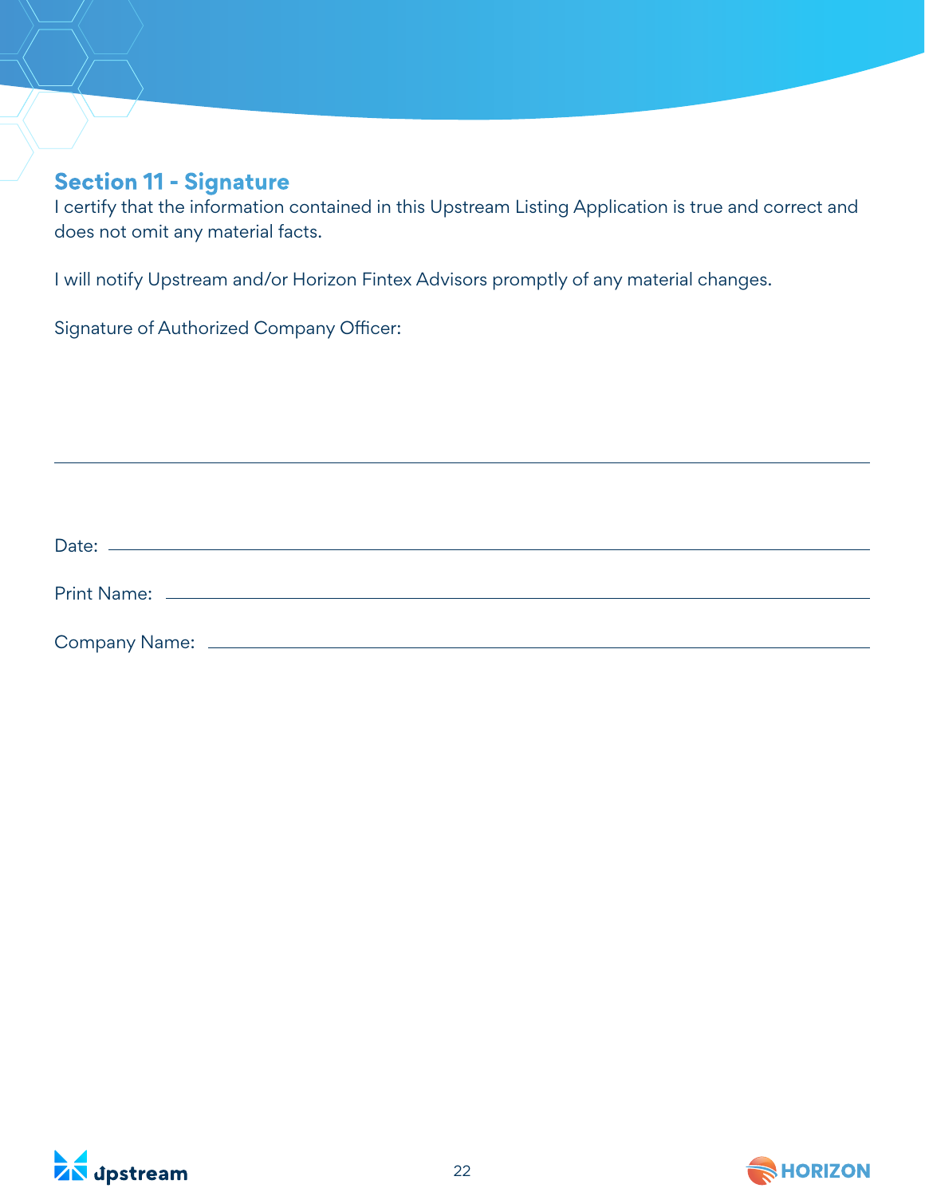## Section 11 - Signature

I certify that the information contained in this Upstream Listing Application is true and correct and does not omit any material facts.

I will notify Upstream and/or Horizon Fintex Advisors promptly of any material changes.

Signature of Authorized Company Officer:

\_\_\_\_\_\_\_\_\_\_\_\_\_\_\_\_\_\_\_\_\_\_\_\_\_\_\_\_\_\_\_\_\_\_\_\_\_\_\_\_

Date: \_\_\_\_\_\_\_\_\_\_\_\_\_\_\_\_\_\_\_\_\_\_\_\_\_\_\_\_\_\_\_\_\_\_\_\_\_\_\_\_

Print Name: \_\_\_\_\_\_\_\_\_\_\_\_\_\_\_\_\_\_\_\_\_\_\_\_\_\_\_\_\_\_\_\_\_\_\_\_\_\_\_\_

Company Name: \_\_\_\_\_\_\_\_\_\_\_\_\_\_\_\_\_\_\_\_\_\_\_\_\_\_\_\_\_\_\_\_\_\_\_\_\_\_\_\_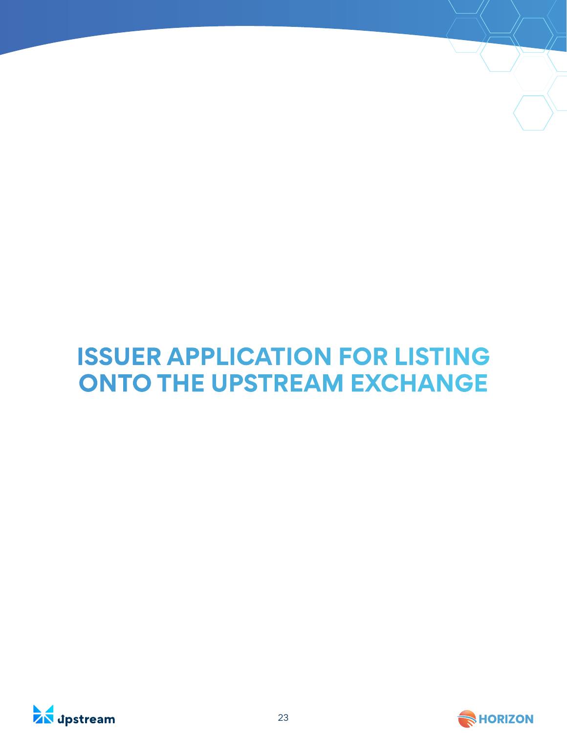# ISSUER APPLICATION FOR LISTING ONTO THE UPSTREAM EXCHANGE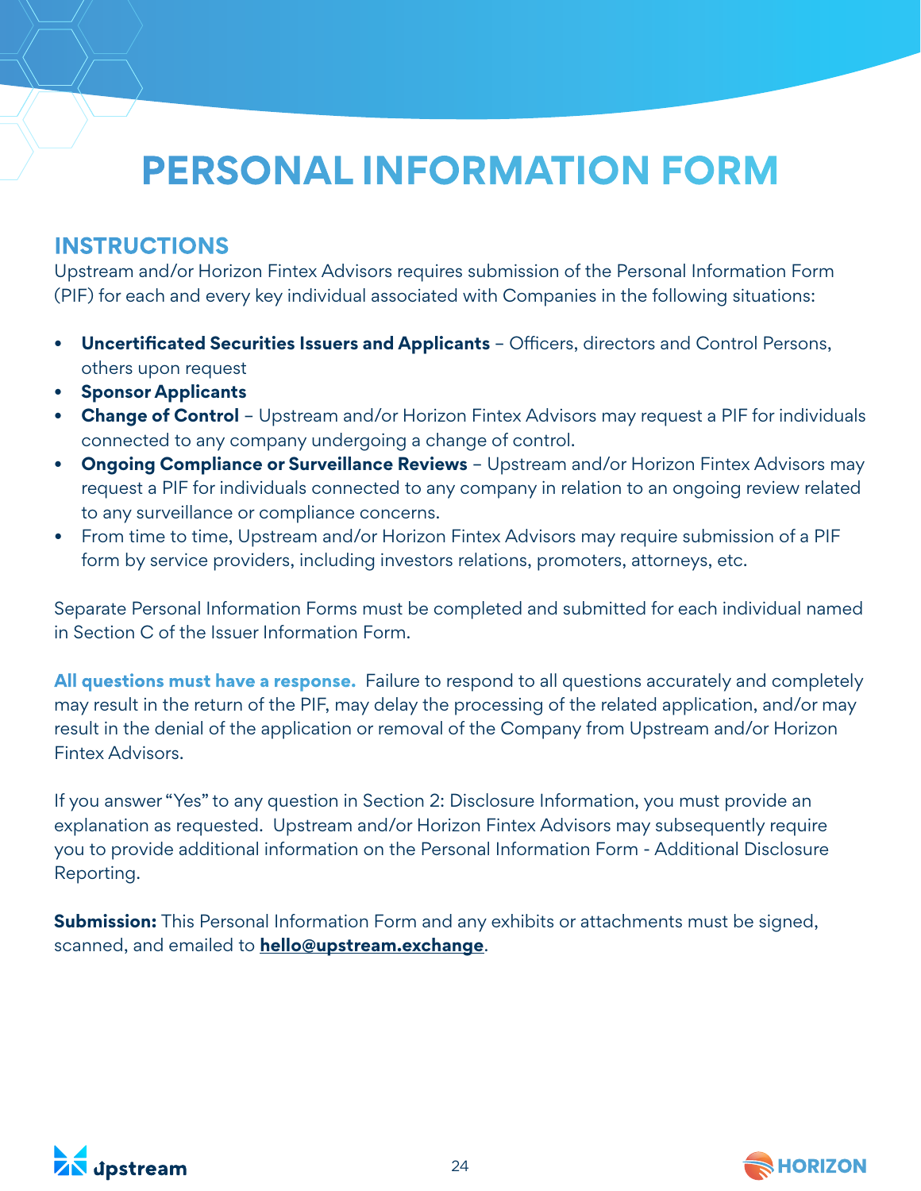# PERSONAL INFORMATION FORM

## INSTRUCTIONS

Upstream and/or Horizon Fintex Advisors requires submission of the Personal Information Form (PIF) for each and every key individual associated with Companies in the following situations:

- **Uncertificated Securities Issuers and Applicants** – Officers, directors and Control Persons, others upon request
- **Sponsor Applicants**
- **Change of Control** – Upstream and/or Horizon Fintex Advisors may request a PIF for individuals connected to any company undergoing a change of control.
- **Ongoing Compliance or Surveillance Reviews** – Upstream and/or Horizon Fintex Advisors may request a PIF for individuals connected to any company in relation to an ongoing review related to any surveillance or compliance concerns.
- From time to time, Upstream and/or Horizon Fintex Advisors may require submission of a PIF form by service providers, including investors relations, promoters, attorneys, etc.

Separate Personal Information Forms must be completed and submitted for each individual named in Section C of the Issuer Information Form.

**All questions must have a response.** Failure to respond to all questions accurately and completely may result in the return of the PIF, may delay the processing of the related application, and/or may result in the denial of the application or removal of the Company from Upstream and/or Horizon Fintex Advisors.

If you answer "Yes" to any question in Section 2: Disclosure Information, you must provide an explanation as requested. Upstream and/or Horizon Fintex Advisors may subsequently require you to provide additional information on the Personal Information Form - Additional Disclosure Reporting.

**Submission:** This Personal Information Form and any exhibits or attachments must be signed, scanned, and emailed to **hello@upstream.exchange**.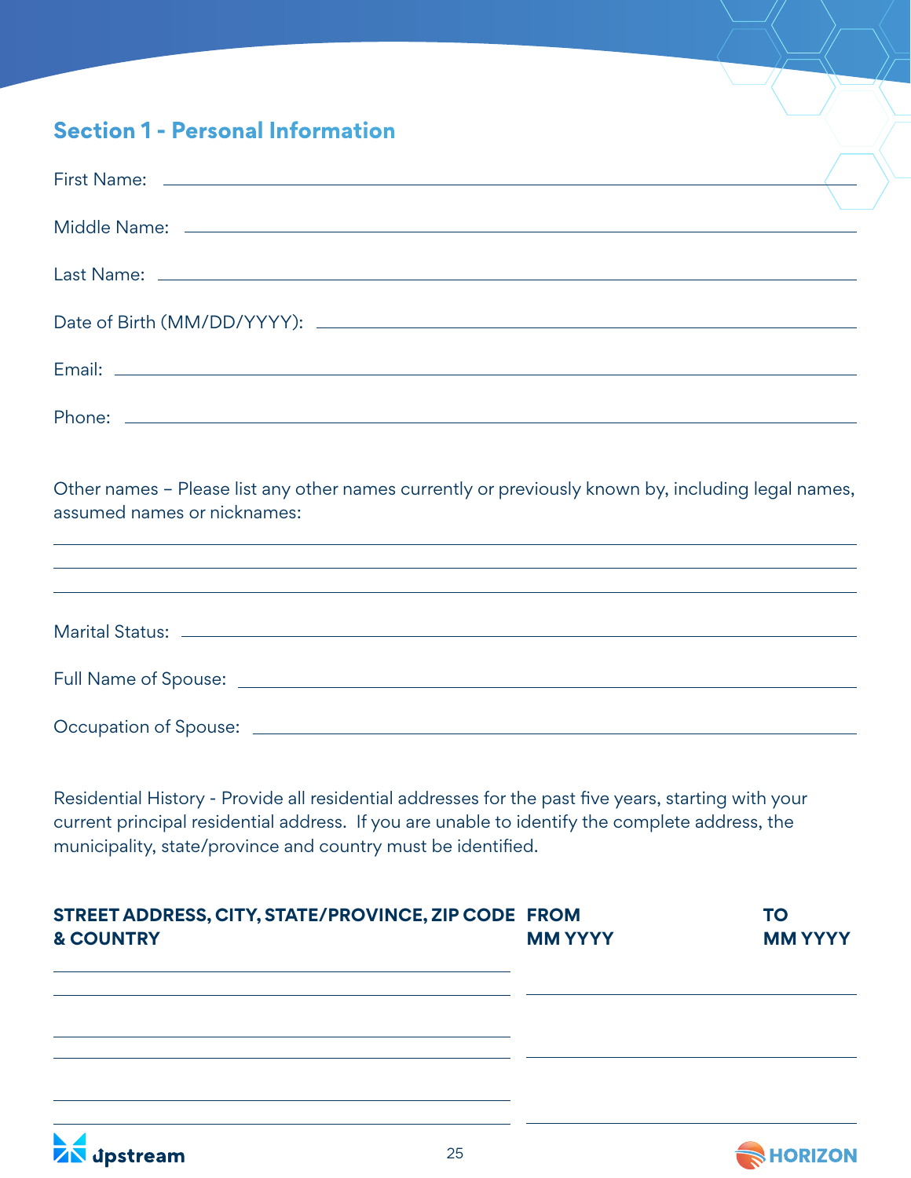## Section 1 - Personal Information

First Name: \_\_\_\_\_\_\_\_\_\_\_\_\_\_\_\_\_\_\_\_\_\_\_\_\_\_\_\_\_\_

Middle Name: \_\_\_\_\_\_\_\_\_\_\_\_\_\_\_\_\_\_\_\_\_\_\_\_\_\_\_\_\_\_

Last Name: \_\_\_\_\_\_\_\_\_\_\_\_\_\_\_\_\_\_\_\_\_\_\_\_\_\_\_\_\_\_

Date of Birth (MM/DD/YYYY): \_\_\_\_\_\_\_\_\_\_\_\_\_\_\_\_\_\_\_\_\_\_\_\_\_\_\_\_\_\_

Email: \_\_\_\_\_\_\_\_\_\_\_\_\_\_\_\_\_\_\_\_\_\_\_\_\_\_\_\_\_\_

Phone: \_\_\_\_\_\_\_\_\_\_\_\_\_\_\_\_\_\_\_\_\_\_\_\_\_\_\_\_\_\_

Other names – Please list any other names currently or previously known by, including legal names, assumed names or nicknames:

\_\_\_\_\_\_\_\_\_\_\_\_\_\_\_\_\_\_\_\_\_\_\_\_\_\_\_\_\_\_\_\_\_\_\_\_\_\_\_\_\_\_\_\_\_\_\_\_\_\_\_\_\_\_\_\_\_\_\_\_

\_\_\_\_\_\_\_\_\_\_\_\_\_\_\_\_\_\_\_\_\_\_\_\_\_\_\_\_\_\_\_\_\_\_\_\_\_\_\_\_\_\_\_\_\_\_\_\_\_\_\_\_\_\_\_\_\_\_\_\_

\_\_\_\_\_\_\_\_\_\_\_\_\_\_\_\_\_\_\_\_\_\_\_\_\_\_\_\_\_\_\_\_\_\_\_\_\_\_\_\_\_\_\_\_\_\_\_\_\_\_\_\_\_\_\_\_\_\_\_\_

Marital Status: \_\_\_\_\_\_\_\_\_\_\_\_\_\_\_\_\_\_\_\_\_\_\_\_\_\_\_\_\_\_

Full Name of Spouse: \_\_\_\_\_\_\_\_\_\_\_\_\_\_\_\_\_\_\_\_\_\_\_\_\_\_\_\_\_\_

Occupation of Spouse: \_\_\_\_\_\_\_\_\_\_\_\_\_\_\_\_\_\_\_\_\_\_\_\_\_\_\_\_\_\_

Residential History - Provide all residential addresses for the past five years, starting with your current principal residential address. If you are unable to identify the complete address, the municipality, state/province and country must be identified.

| STREET ADDRESS, CITY, STATE/PROVINCE, ZIP CODE & COUNTRY | FROM MM YYYY | TO MM YYYY |
|---|---|---|
| | | |
| | | |
| | | |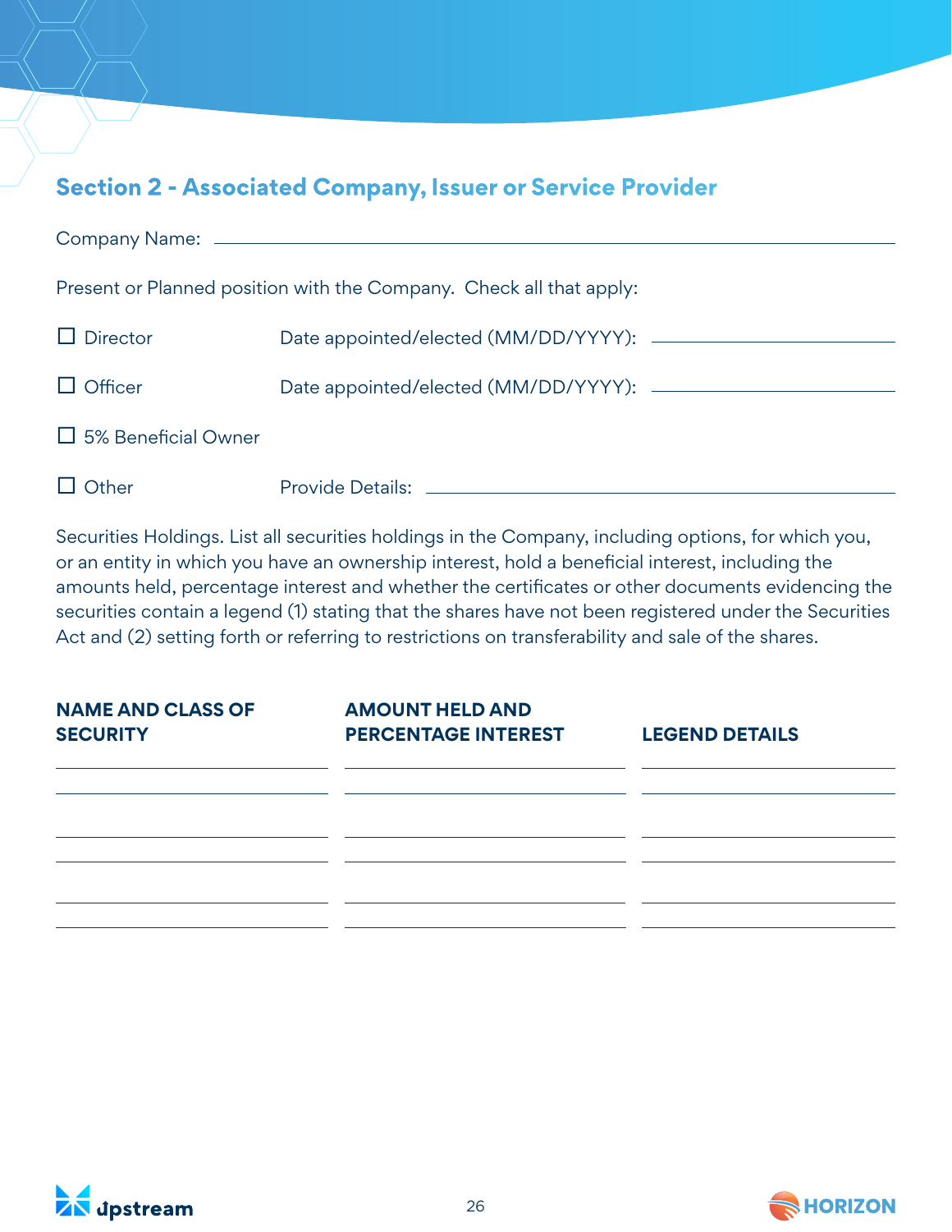## Section 2 - Associated Company, Issuer or Service Provider

Company Name: ______________________________________________

Present or Planned position with the Company. Check all that apply:

☐ Director Date appointed/elected (MM/DD/YYYY): ______________

☐ Officer Date appointed/elected (MM/DD/YYYY): ______________

☐ 5% Beneficial Owner

☐ Other Provide Details: ______________________________

Securities Holdings. List all securities holdings in the Company, including options, for which you, or an entity in which you have an ownership interest, hold a beneficial interest, including the amounts held, percentage interest and whether the certificates or other documents evidencing the securities contain a legend (1) stating that the shares have not been registered under the Securities Act and (2) setting forth or referring to restrictions on transferability and sale of the shares.

| NAME AND CLASS OF SECURITY | AMOUNT HELD AND PERCENTAGE INTEREST | LEGEND DETAILS |
| --- | --- | --- |
| | | |
| | | |
| | | |
| | | |
| | | |
| | | |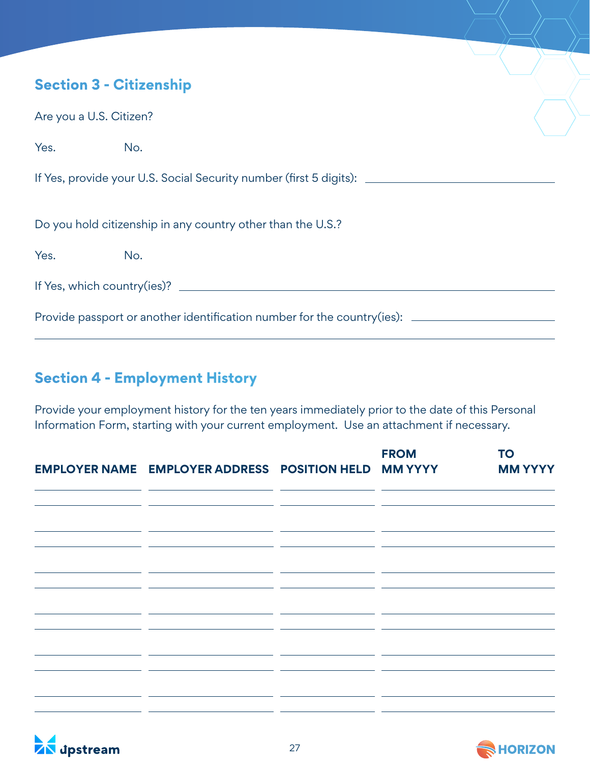## Section 3 - Citizenship

Are you a U.S. Citizen?

Yes. No.

If Yes, provide your U.S. Social Security number (first 5 digits): ______________________

Do you hold citizenship in any country other than the U.S.?

Yes. No.

If Yes, which country(ies)? ______________________

Provide passport or another identification number for the country(ies): ______________________

______________________

## Section 4 - Employment History

Provide your employment history for the ten years immediately prior to the date of this Personal Information Form, starting with your current employment. Use an attachment if necessary.

| EMPLOYER NAME | EMPLOYER ADDRESS | POSITION HELD | FROM MM YYYY | TO MM YYYY |
|---|---|---|---|---|
| | | | | |
| | | | | |
| | | | | |
| | | | | |
| | | | | |
| | | | | |
| | | | | |
| | | | | |
| | | | | |
| | | | | |
| | | | | |
| | | | | |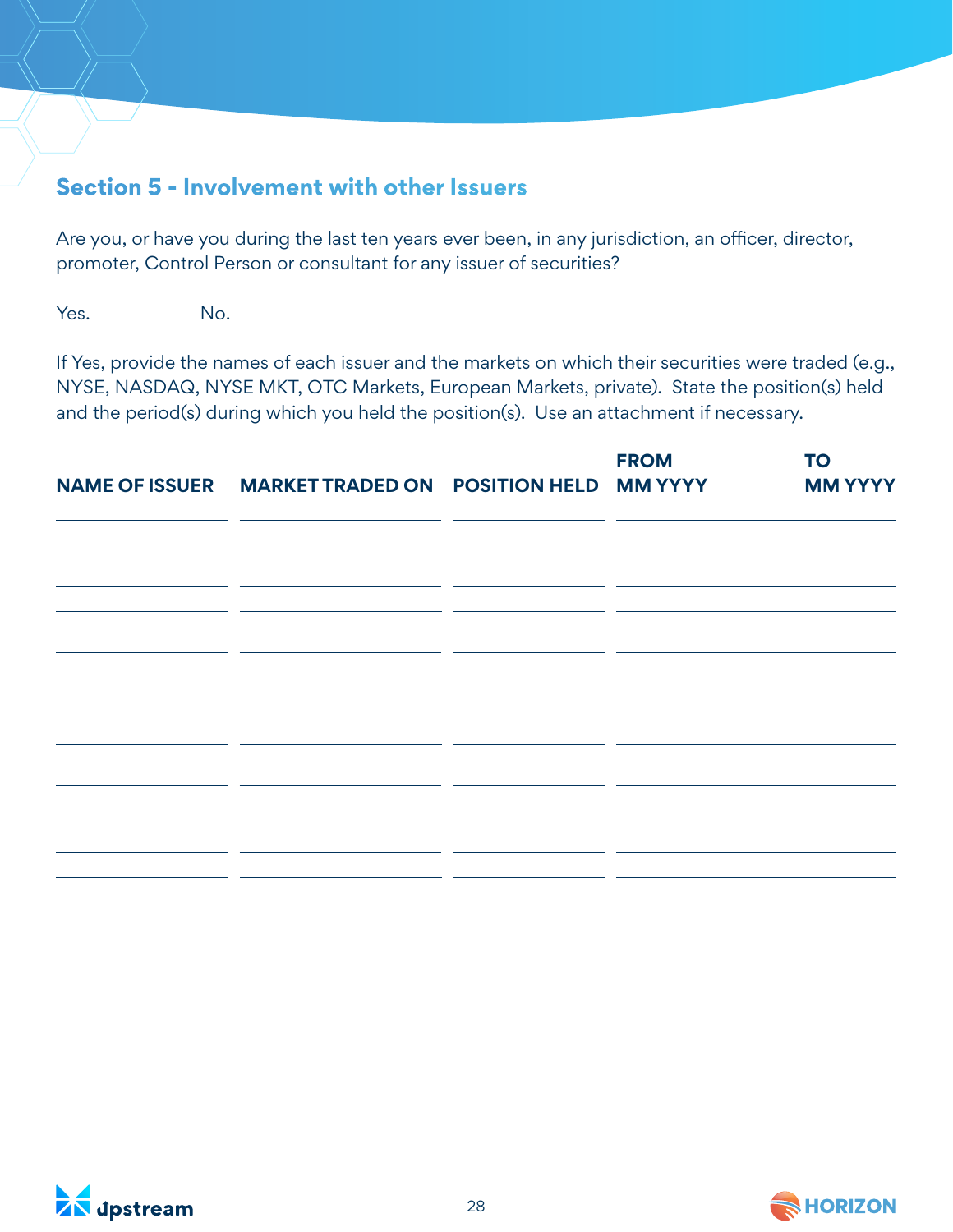## Section 5 - Involvement with other Issuers

Are you, or have you during the last ten years ever been, in any jurisdiction, an officer, director, promoter, Control Person or consultant for any issuer of securities?

Yes. No.

If Yes, provide the names of each issuer and the markets on which their securities were traded (e.g., NYSE, NASDAQ, NYSE MKT, OTC Markets, European Markets, private). State the position(s) held and the period(s) during which you held the position(s). Use an attachment if necessary.

| NAME OF ISSUER | MARKET TRADED ON | POSITION HELD | FROM MM YYYY | TO MM YYYY |
|---|---|---|---|---|
| | | | | |
| | | | | |
| | | | | |
| | | | | |
| | | | | |
| | | | | |
| | | | | |
| | | | | |
| | | | | |
| | | | | |
| | | | | |
| | | | | |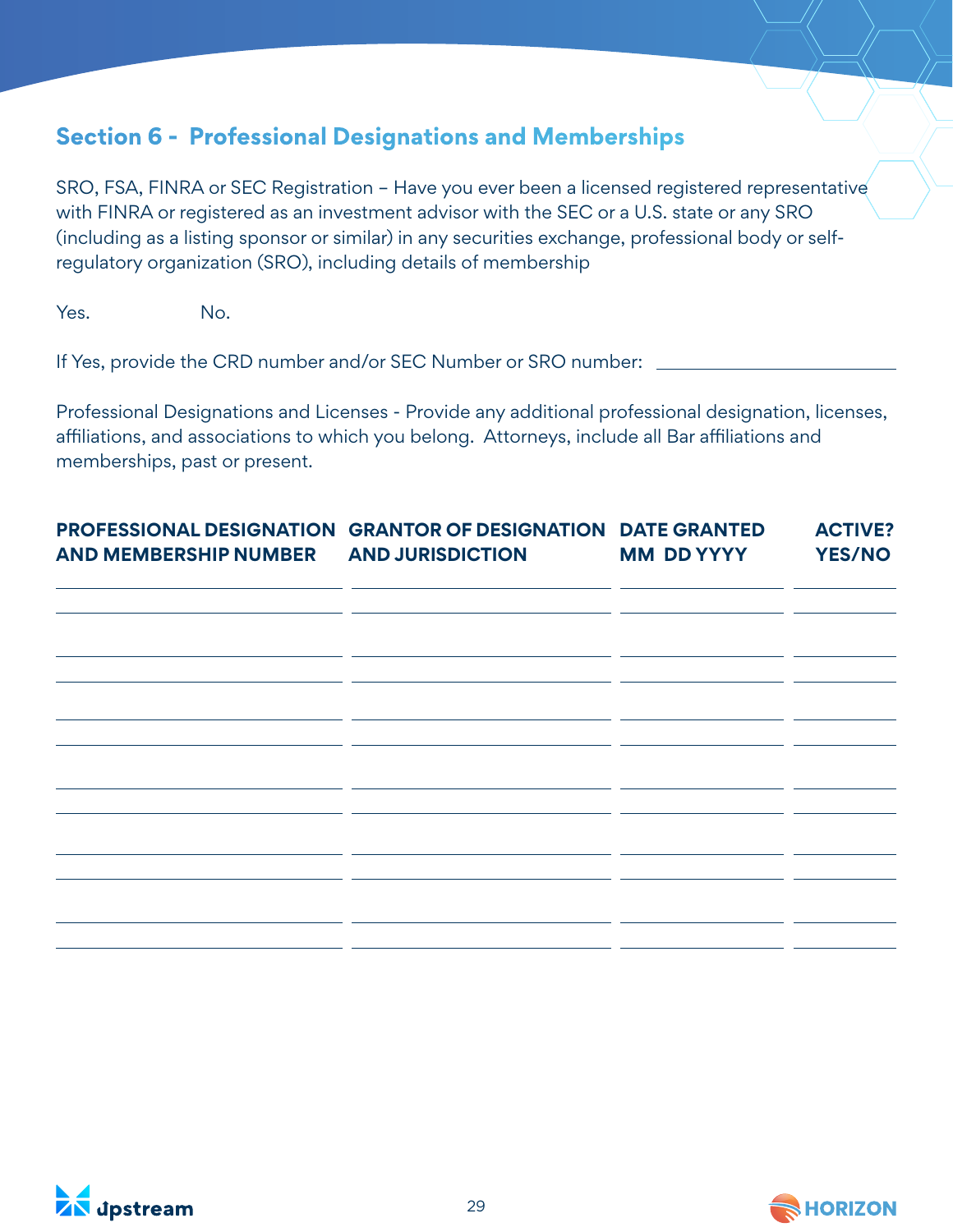## Section 6 - Professional Designations and Memberships

SRO, FSA, FINRA or SEC Registration – Have you ever been a licensed registered representative with FINRA or registered as an investment advisor with the SEC or a U.S. state or any SRO (including as a listing sponsor or similar) in any securities exchange, professional body or self-regulatory organization (SRO), including details of membership

Yes.    No.

If Yes, provide the CRD number and/or SEC Number or SRO number: ____________________

Professional Designations and Licenses - Provide any additional professional designation, licenses, affiliations, and associations to which you belong. Attorneys, include all Bar affiliations and memberships, past or present.

| PROFESSIONAL DESIGNATION AND MEMBERSHIP NUMBER | GRANTOR OF DESIGNATION AND JURISDICTION | DATE GRANTED MM DD YYYY | ACTIVE? YES/NO |
|---|---|---|---|
| | | | |
| | | | |
| | | | |
| | | | |
| | | | |
| | | | |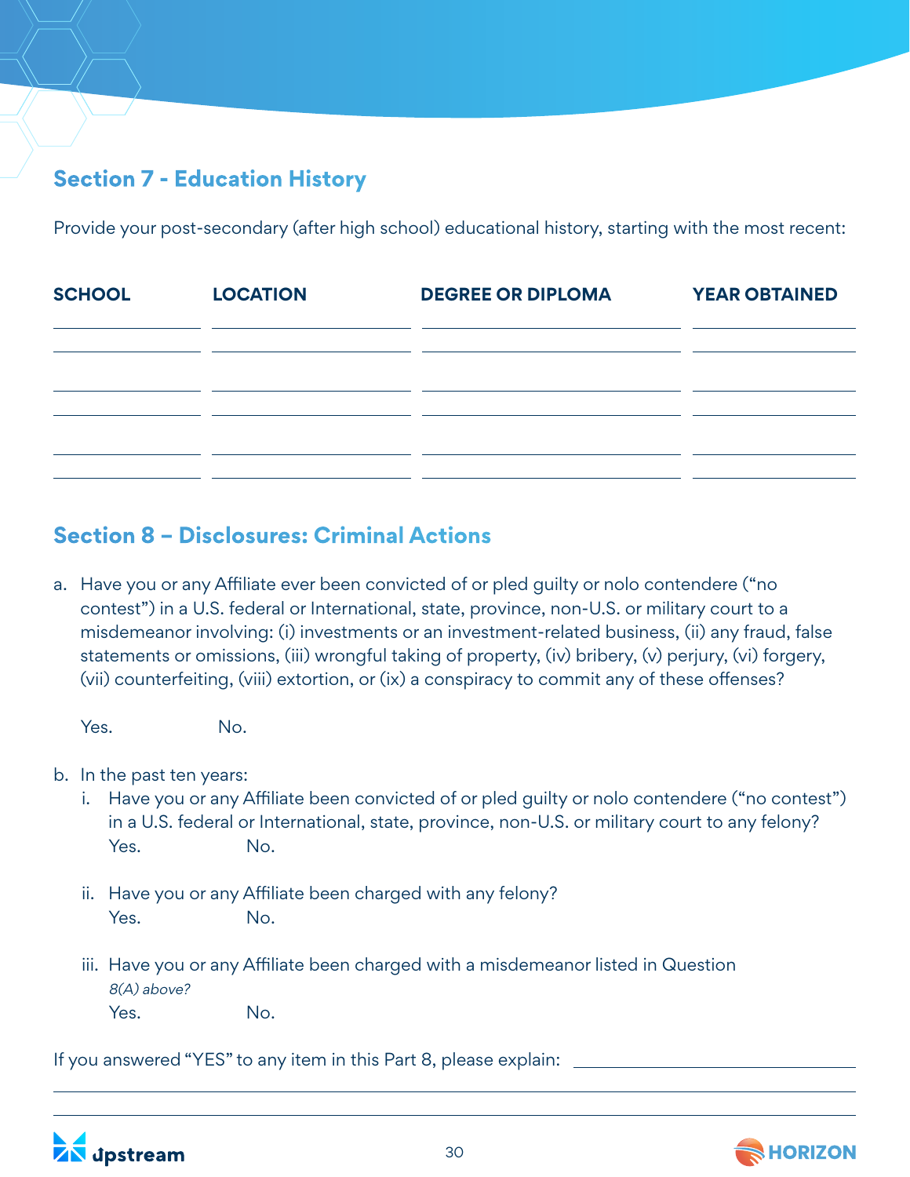## Section 7 - Education History

Provide your post-secondary (after high school) educational history, starting with the most recent:

| SCHOOL | LOCATION | DEGREE OR DIPLOMA | YEAR OBTAINED |
|---|---|---|---|
| | | | |
| | | | |
| | | | |
| | | | |
| | | | |
| | | | |

## Section 8 – Disclosures: Criminal Actions

a. Have you or any Affiliate ever been convicted of or pled guilty or nolo contendere ("no contest") in a U.S. federal or International, state, province, non-U.S. or military court to a misdemeanor involving: (i) investments or an investment-related business, (ii) any fraud, false statements or omissions, (iii) wrongful taking of property, (iv) bribery, (v) perjury, (vi) forgery, (vii) counterfeiting, (viii) extortion, or (ix) a conspiracy to commit any of these offenses?

   Yes. No.

b. In the past ten years:
   i. Have you or any Affiliate been convicted of or pled guilty or nolo contendere ("no contest") in a U.S. federal or International, state, province, non-U.S. or military court to any felony?
      Yes. No.

   ii. Have you or any Affiliate been charged with any felony?
      Yes. No.

   iii. Have you or any Affiliate been charged with a misdemeanor listed in Question *8(A) above?*
      Yes. No.

If you answered "YES" to any item in this Part 8, please explain: ______________________

______________________________________________________________________

______________________________________________________________________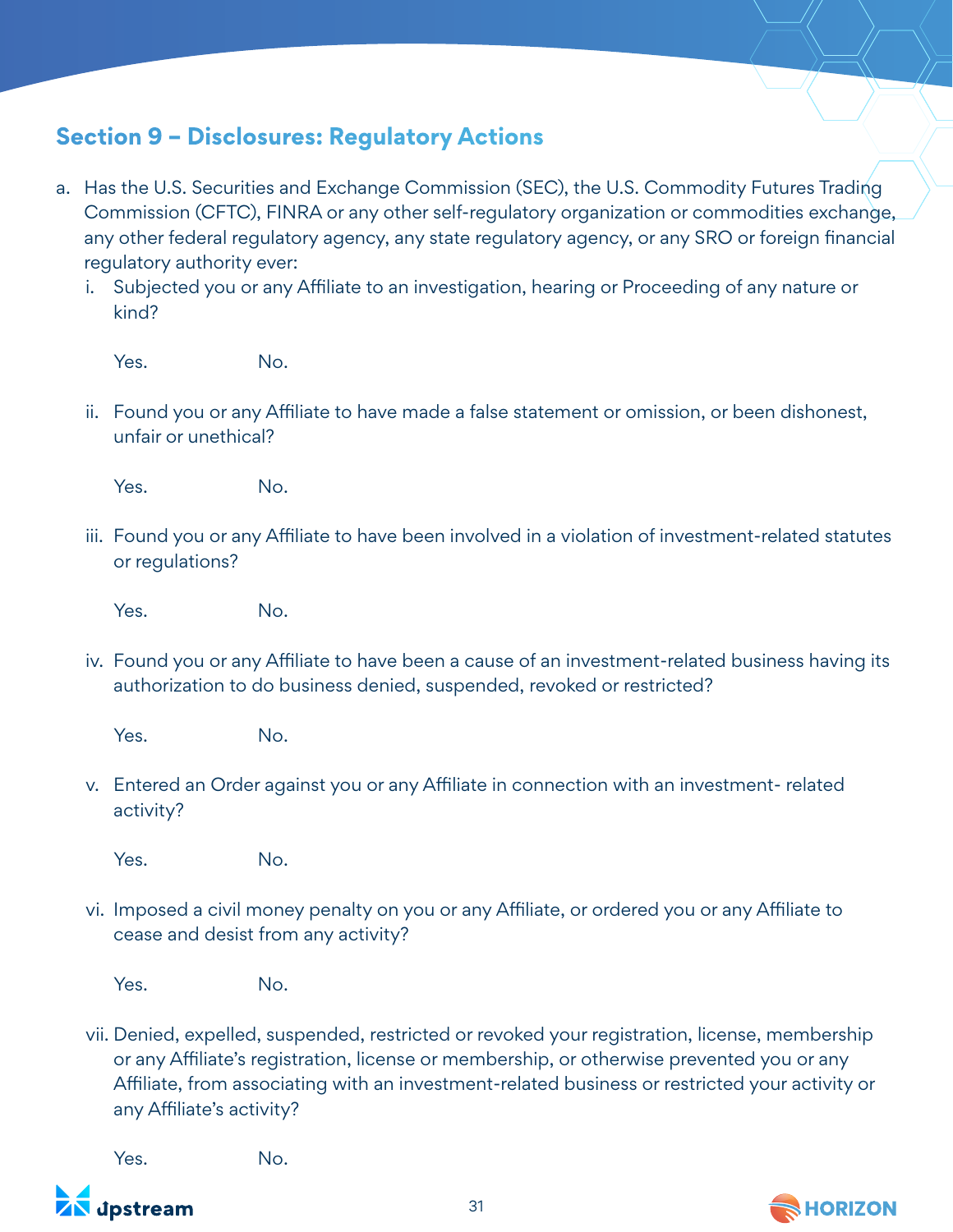## Section 9 – Disclosures: Regulatory Actions

a. Has the U.S. Securities and Exchange Commission (SEC), the U.S. Commodity Futures Trading Commission (CFTC), FINRA or any other self-regulatory organization or commodities exchange, any other federal regulatory agency, any state regulatory agency, or any SRO or foreign financial regulatory authority ever:

   i. Subjected you or any Affiliate to an investigation, hearing or Proceeding of any nature or kind?

      Yes.      No.

   ii. Found you or any Affiliate to have made a false statement or omission, or been dishonest, unfair or unethical?

      Yes.      No.

   iii. Found you or any Affiliate to have been involved in a violation of investment-related statutes or regulations?

      Yes.      No.

   iv. Found you or any Affiliate to have been a cause of an investment-related business having its authorization to do business denied, suspended, revoked or restricted?

      Yes.      No.

   v. Entered an Order against you or any Affiliate in connection with an investment- related activity?

      Yes.      No.

   vi. Imposed a civil money penalty on you or any Affiliate, or ordered you or any Affiliate to cease and desist from any activity?

      Yes.      No.

   vii. Denied, expelled, suspended, restricted or revoked your registration, license, membership or any Affiliate's registration, license or membership, or otherwise prevented you or any Affiliate, from associating with an investment-related business or restricted your activity or any Affiliate's activity?

      Yes.      No.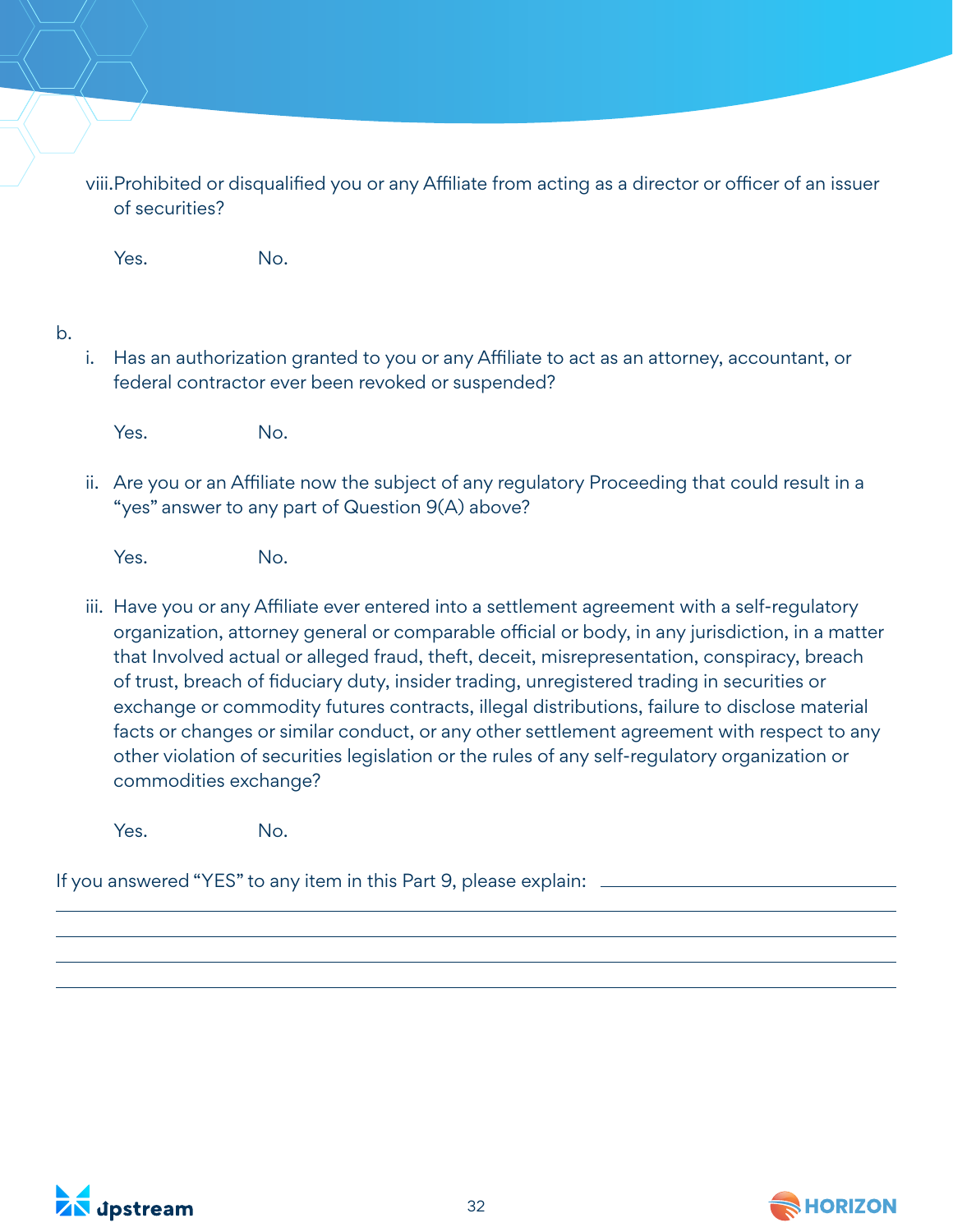viii. Prohibited or disqualified you or any Affiliate from acting as a director or officer of an issuer of securities?

Yes. No.

b.

i. Has an authorization granted to you or any Affiliate to act as an attorney, accountant, or federal contractor ever been revoked or suspended?

Yes. No.

ii. Are you or an Affiliate now the subject of any regulatory Proceeding that could result in a "yes" answer to any part of Question 9(A) above?

Yes. No.

iii. Have you or any Affiliate ever entered into a settlement agreement with a self-regulatory organization, attorney general or comparable official or body, in any jurisdiction, in a matter that Involved actual or alleged fraud, theft, deceit, misrepresentation, conspiracy, breach of trust, breach of fiduciary duty, insider trading, unregistered trading in securities or exchange or commodity futures contracts, illegal distributions, failure to disclose material facts or changes or similar conduct, or any other settlement agreement with respect to any other violation of securities legislation or the rules of any self-regulatory organization or commodities exchange?

Yes. No.

If you answered "YES" to any item in this Part 9, please explain: ______________________________

______________________________________________________________________

______________________________________________________________________

______________________________________________________________________

______________________________________________________________________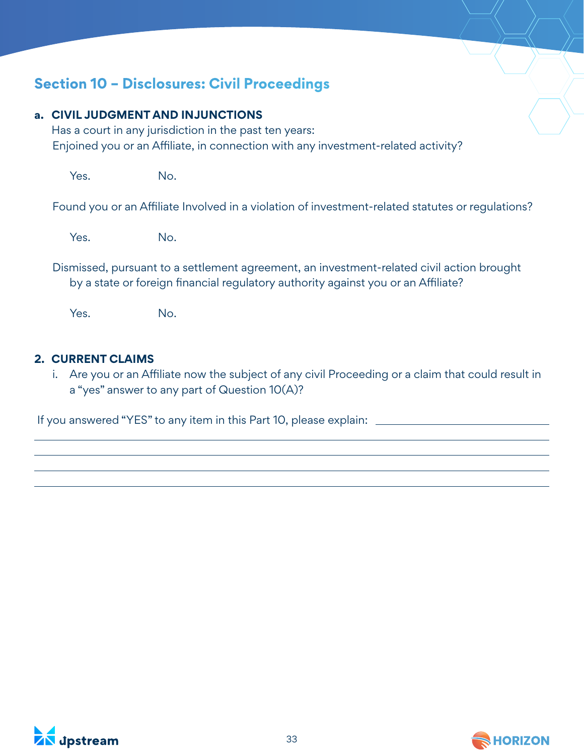## Section 10 – Disclosures: Civil Proceedings

**a. CIVIL JUDGMENT AND INJUNCTIONS**

Has a court in any jurisdiction in the past ten years:

Enjoined you or an Affiliate, in connection with any investment-related activity?

Yes. No.

Found you or an Affiliate Involved in a violation of investment-related statutes or regulations?

Yes. No.

Dismissed, pursuant to a settlement agreement, an investment-related civil action brought by a state or foreign financial regulatory authority against you or an Affiliate?

Yes. No.

**2. CURRENT CLAIMS**

i. Are you or an Affiliate now the subject of any civil Proceeding or a claim that could result in a "yes" answer to any part of Question 10(A)?

If you answered "YES" to any item in this Part 10, please explain: ______________________________

______________________________________________________________________________

______________________________________________________________________________

______________________________________________________________________________

______________________________________________________________________________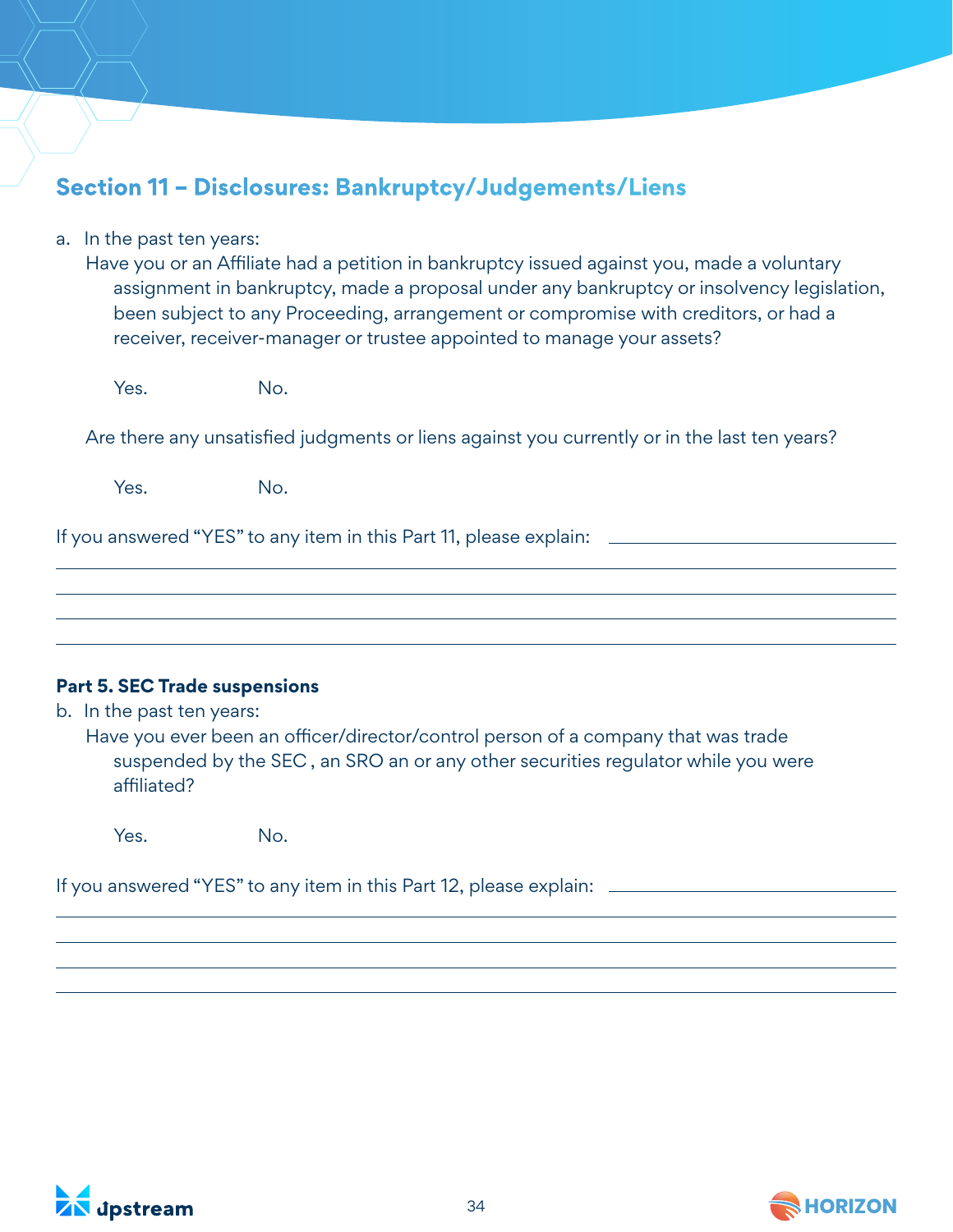## Section 11 – Disclosures: Bankruptcy/Judgements/Liens

a. In the past ten years:

Have you or an Affiliate had a petition in bankruptcy issued against you, made a voluntary assignment in bankruptcy, made a proposal under any bankruptcy or insolvency legislation, been subject to any Proceeding, arrangement or compromise with creditors, or had a receiver, receiver-manager or trustee appointed to manage your assets?

Yes. No.

Are there any unsatisfied judgments or liens against you currently or in the last ten years?

Yes. No.

If you answered "YES" to any item in this Part 11, please explain: ____________________

____________________

____________________

____________________

____________________

**Part 5. SEC Trade suspensions**

b. In the past ten years:

Have you ever been an officer/director/control person of a company that was trade suspended by the SEC , an SRO an or any other securities regulator while you were affiliated?

Yes. No.

If you answered "YES" to any item in this Part 12, please explain: ____________________

____________________

____________________

____________________

____________________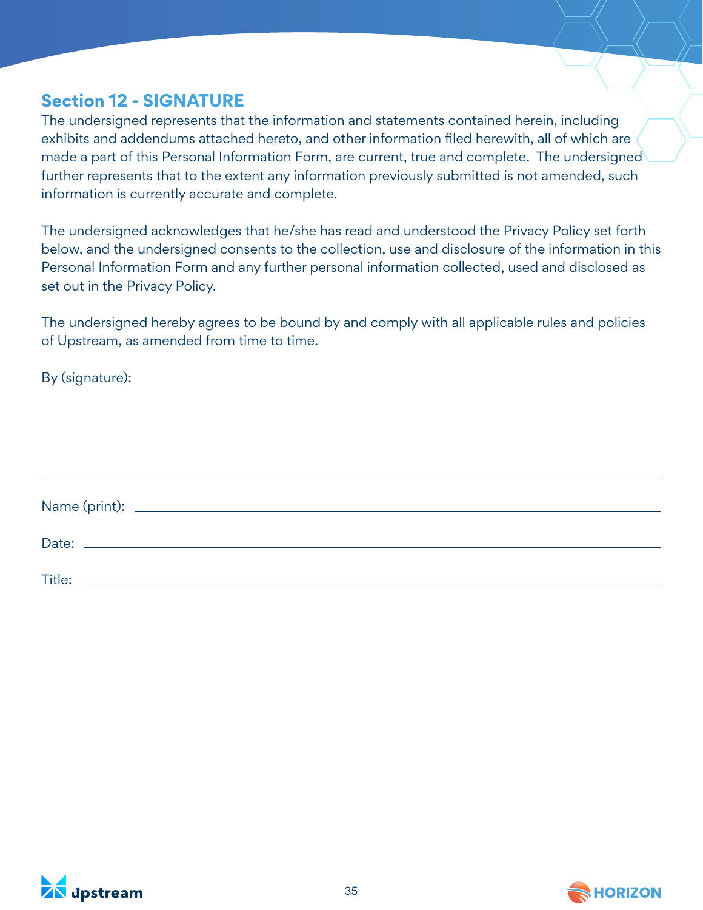## Section 12 - SIGNATURE

The undersigned represents that the information and statements contained herein, including exhibits and addendums attached hereto, and other information filed herewith, all of which are made a part of this Personal Information Form, are current, true and complete. The undersigned further represents that to the extent any information previously submitted is not amended, such information is currently accurate and complete.

The undersigned acknowledges that he/she has read and understood the Privacy Policy set forth below, and the undersigned consents to the collection, use and disclosure of the information in this Personal Information Form and any further personal information collected, used and disclosed as set out in the Privacy Policy.

The undersigned hereby agrees to be bound by and comply with all applicable rules and policies of Upstream, as amended from time to time.

By (signature):

\_\_\_\_\_\_\_\_\_\_\_\_\_\_\_\_\_\_\_\_\_\_\_\_\_\_\_\_\_\_\_\_\_\_\_\_\_\_\_\_

Name (print): \_\_\_\_\_\_\_\_\_\_\_\_\_\_\_\_\_\_\_\_\_\_\_\_\_\_\_\_\_\_\_\_\_\_\_\_

Date: \_\_\_\_\_\_\_\_\_\_\_\_\_\_\_\_\_\_\_\_\_\_\_\_\_\_\_\_\_\_\_\_\_\_\_\_

Title: \_\_\_\_\_\_\_\_\_\_\_\_\_\_\_\_\_\_\_\_\_\_\_\_\_\_\_\_\_\_\_\_\_\_\_\_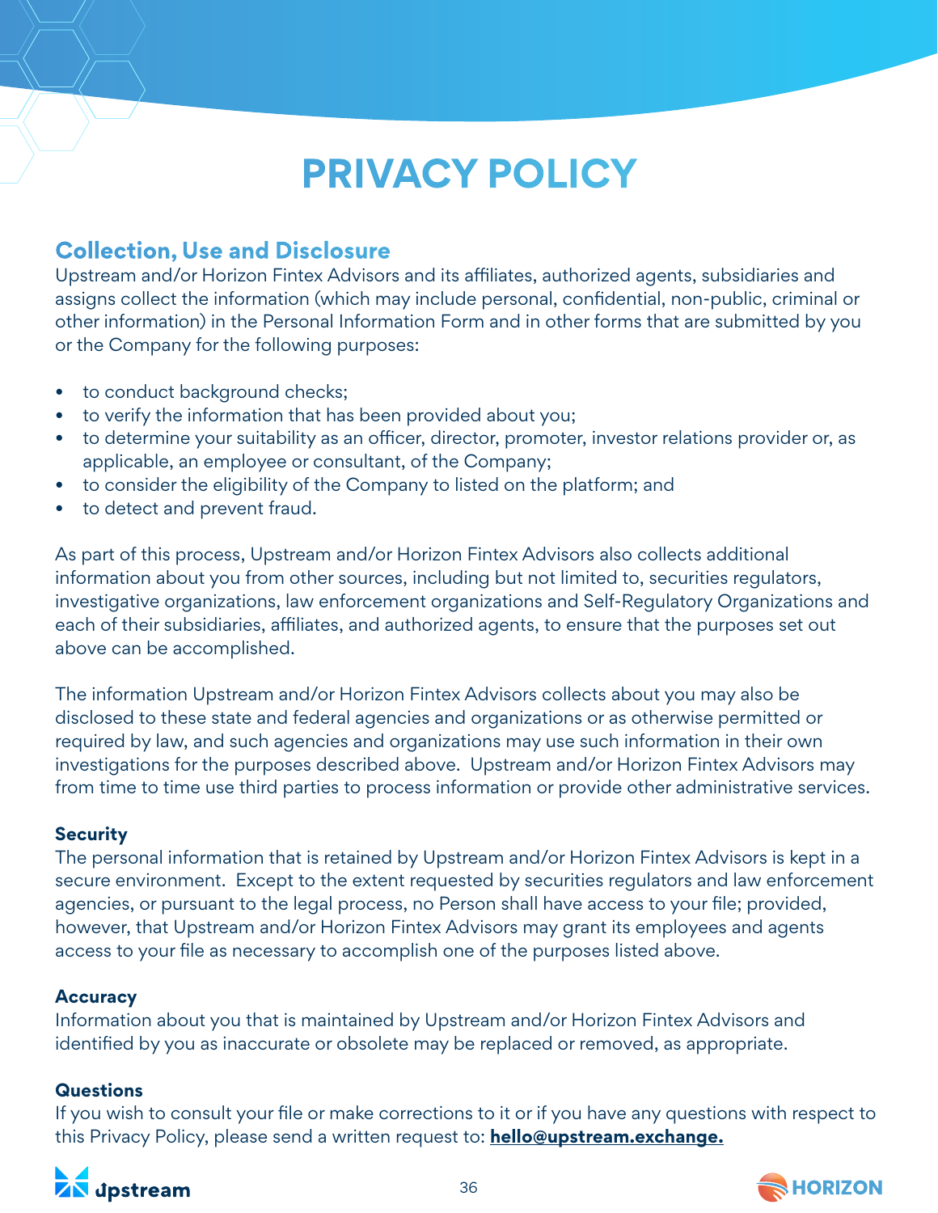# PRIVACY POLICY

## Collection, Use and Disclosure

Upstream and/or Horizon Fintex Advisors and its affiliates, authorized agents, subsidiaries and assigns collect the information (which may include personal, confidential, non-public, criminal or other information) in the Personal Information Form and in other forms that are submitted by you or the Company for the following purposes:

- to conduct background checks;
- to verify the information that has been provided about you;
- to determine your suitability as an officer, director, promoter, investor relations provider or, as applicable, an employee or consultant, of the Company;
- to consider the eligibility of the Company to listed on the platform; and
- to detect and prevent fraud.

As part of this process, Upstream and/or Horizon Fintex Advisors also collects additional information about you from other sources, including but not limited to, securities regulators, investigative organizations, law enforcement organizations and Self-Regulatory Organizations and each of their subsidiaries, affiliates, and authorized agents, to ensure that the purposes set out above can be accomplished.

The information Upstream and/or Horizon Fintex Advisors collects about you may also be disclosed to these state and federal agencies and organizations or as otherwise permitted or required by law, and such agencies and organizations may use such information in their own investigations for the purposes described above. Upstream and/or Horizon Fintex Advisors may from time to time use third parties to process information or provide other administrative services.

### Security

The personal information that is retained by Upstream and/or Horizon Fintex Advisors is kept in a secure environment. Except to the extent requested by securities regulators and law enforcement agencies, or pursuant to the legal process, no Person shall have access to your file; provided, however, that Upstream and/or Horizon Fintex Advisors may grant its employees and agents access to your file as necessary to accomplish one of the purposes listed above.

### Accuracy

Information about you that is maintained by Upstream and/or Horizon Fintex Advisors and identified by you as inaccurate or obsolete may be replaced or removed, as appropriate.

### Questions

If you wish to consult your file or make corrections to it or if you have any questions with respect to this Privacy Policy, please send a written request to: **hello@upstream.exchange.**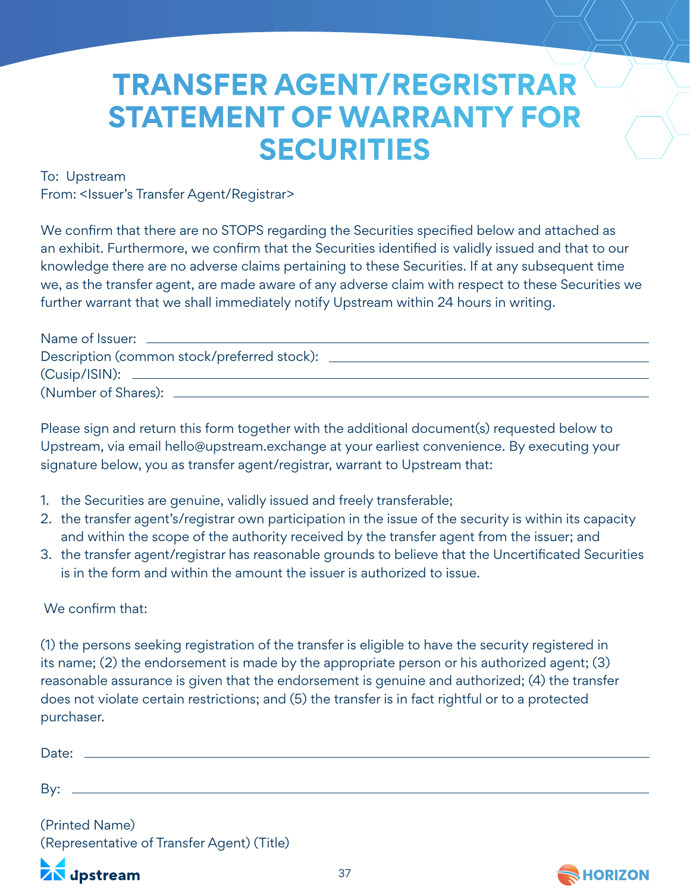# TRANSFER AGENT/REGRISTRAR STATEMENT OF WARRANTY FOR SECURITIES

To: Upstream
From: <Issuer's Transfer Agent/Registrar>

We confirm that there are no STOPS regarding the Securities specified below and attached as an exhibit. Furthermore, we confirm that the Securities identified is validly issued and that to our knowledge there are no adverse claims pertaining to these Securities. If at any subsequent time we, as the transfer agent, are made aware of any adverse claim with respect to these Securities we further warrant that we shall immediately notify Upstream within 24 hours in writing.

Name of Issuer: ______________________________
Description (common stock/preferred stock): ______________________________
(Cusip/ISIN): ______________________________
(Number of Shares): ______________________________

Please sign and return this form together with the additional document(s) requested below to Upstream, via email hello@upstream.exchange at your earliest convenience. By executing your signature below, you as transfer agent/registrar, warrant to Upstream that:

1. the Securities are genuine, validly issued and freely transferable;
2. the transfer agent's/registrar own participation in the issue of the security is within its capacity and within the scope of the authority received by the transfer agent from the issuer; and
3. the transfer agent/registrar has reasonable grounds to believe that the Uncertificated Securities is in the form and within the amount the issuer is authorized to issue.

We confirm that:

(1) the persons seeking registration of the transfer is eligible to have the security registered in its name; (2) the endorsement is made by the appropriate person or his authorized agent; (3) reasonable assurance is given that the endorsement is genuine and authorized; (4) the transfer does not violate certain restrictions; and (5) the transfer is in fact rightful or to a protected purchaser.

Date: ______________________________

By: ______________________________

(Printed Name)
(Representative of Transfer Agent) (Title)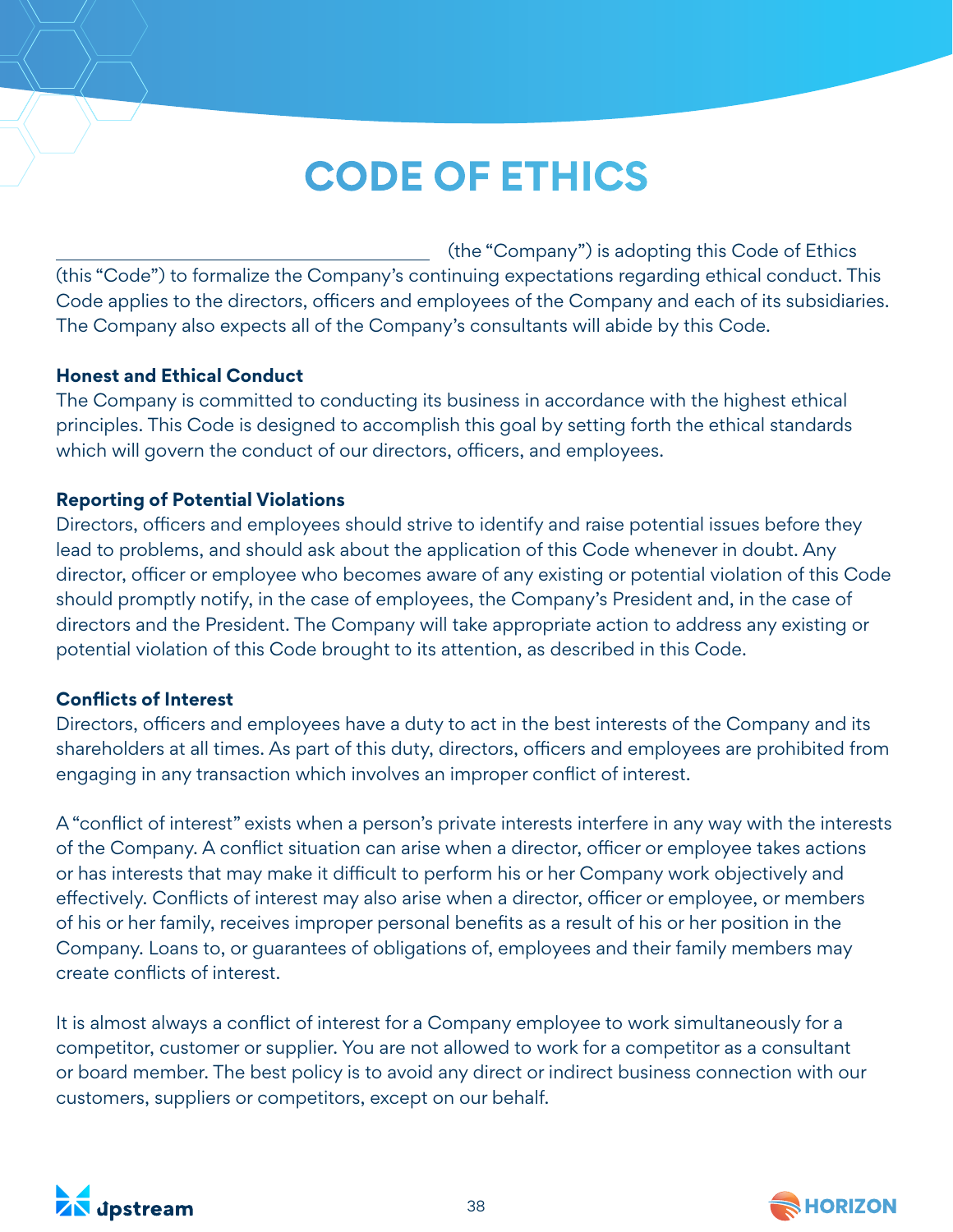# CODE OF ETHICS

\_\_\_\_\_\_\_\_\_\_\_\_\_\_\_\_\_\_\_\_\_\_\_\_\_\_\_\_\_\_\_\_ (the "Company") is adopting this Code of Ethics (this "Code") to formalize the Company's continuing expectations regarding ethical conduct. This Code applies to the directors, officers and employees of the Company and each of its subsidiaries. The Company also expects all of the Company's consultants will abide by this Code.

**Honest and Ethical Conduct**
The Company is committed to conducting its business in accordance with the highest ethical principles. This Code is designed to accomplish this goal by setting forth the ethical standards which will govern the conduct of our directors, officers, and employees.

**Reporting of Potential Violations**
Directors, officers and employees should strive to identify and raise potential issues before they lead to problems, and should ask about the application of this Code whenever in doubt. Any director, officer or employee who becomes aware of any existing or potential violation of this Code should promptly notify, in the case of employees, the Company's President and, in the case of directors and the President. The Company will take appropriate action to address any existing or potential violation of this Code brought to its attention, as described in this Code.

**Conflicts of Interest**
Directors, officers and employees have a duty to act in the best interests of the Company and its shareholders at all times. As part of this duty, directors, officers and employees are prohibited from engaging in any transaction which involves an improper conflict of interest.

A "conflict of interest" exists when a person's private interests interfere in any way with the interests of the Company. A conflict situation can arise when a director, officer or employee takes actions or has interests that may make it difficult to perform his or her Company work objectively and effectively. Conflicts of interest may also arise when a director, officer or employee, or members of his or her family, receives improper personal benefits as a result of his or her position in the Company. Loans to, or guarantees of obligations of, employees and their family members may create conflicts of interest.

It is almost always a conflict of interest for a Company employee to work simultaneously for a competitor, customer or supplier. You are not allowed to work for a competitor as a consultant or board member. The best policy is to avoid any direct or indirect business connection with our customers, suppliers or competitors, except on our behalf.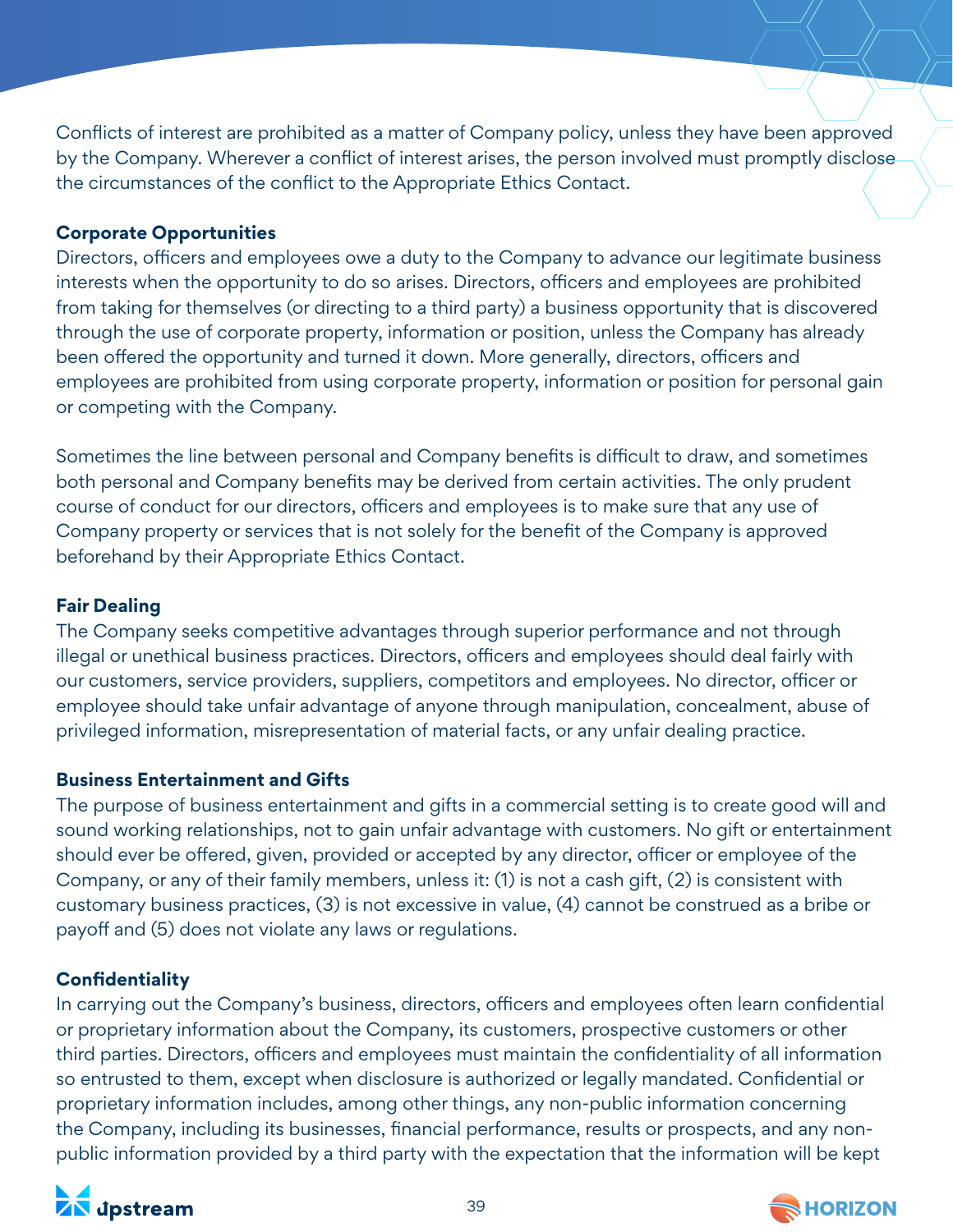Conflicts of interest are prohibited as a matter of Company policy, unless they have been approved by the Company. Wherever a conflict of interest arises, the person involved must promptly disclose the circumstances of the conflict to the Appropriate Ethics Contact.

**Corporate Opportunities**

Directors, officers and employees owe a duty to the Company to advance our legitimate business interests when the opportunity to do so arises. Directors, officers and employees are prohibited from taking for themselves (or directing to a third party) a business opportunity that is discovered through the use of corporate property, information or position, unless the Company has already been offered the opportunity and turned it down. More generally, directors, officers and employees are prohibited from using corporate property, information or position for personal gain or competing with the Company.

Sometimes the line between personal and Company benefits is difficult to draw, and sometimes both personal and Company benefits may be derived from certain activities. The only prudent course of conduct for our directors, officers and employees is to make sure that any use of Company property or services that is not solely for the benefit of the Company is approved beforehand by their Appropriate Ethics Contact.

**Fair Dealing**

The Company seeks competitive advantages through superior performance and not through illegal or unethical business practices. Directors, officers and employees should deal fairly with our customers, service providers, suppliers, competitors and employees. No director, officer or employee should take unfair advantage of anyone through manipulation, concealment, abuse of privileged information, misrepresentation of material facts, or any unfair dealing practice.

**Business Entertainment and Gifts**

The purpose of business entertainment and gifts in a commercial setting is to create good will and sound working relationships, not to gain unfair advantage with customers. No gift or entertainment should ever be offered, given, provided or accepted by any director, officer or employee of the Company, or any of their family members, unless it: (1) is not a cash gift, (2) is consistent with customary business practices, (3) is not excessive in value, (4) cannot be construed as a bribe or payoff and (5) does not violate any laws or regulations.

**Confidentiality**

In carrying out the Company's business, directors, officers and employees often learn confidential or proprietary information about the Company, its customers, prospective customers or other third parties. Directors, officers and employees must maintain the confidentiality of all information so entrusted to them, except when disclosure is authorized or legally mandated. Confidential or proprietary information includes, among other things, any non-public information concerning the Company, including its businesses, financial performance, results or prospects, and any non-public information provided by a third party with the expectation that the information will be kept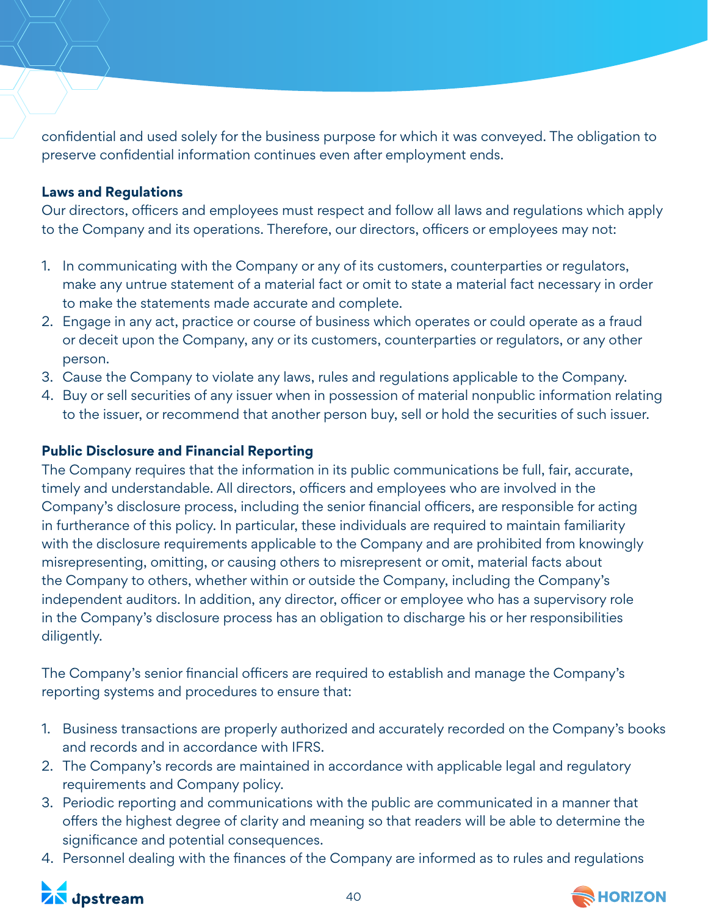confidential and used solely for the business purpose for which it was conveyed. The obligation to preserve confidential information continues even after employment ends.

**Laws and Regulations**

Our directors, officers and employees must respect and follow all laws and regulations which apply to the Company and its operations. Therefore, our directors, officers or employees may not:

1. In communicating with the Company or any of its customers, counterparties or regulators, make any untrue statement of a material fact or omit to state a material fact necessary in order to make the statements made accurate and complete.
2. Engage in any act, practice or course of business which operates or could operate as a fraud or deceit upon the Company, any or its customers, counterparties or regulators, or any other person.
3. Cause the Company to violate any laws, rules and regulations applicable to the Company.
4. Buy or sell securities of any issuer when in possession of material nonpublic information relating to the issuer, or recommend that another person buy, sell or hold the securities of such issuer.

**Public Disclosure and Financial Reporting**

The Company requires that the information in its public communications be full, fair, accurate, timely and understandable. All directors, officers and employees who are involved in the Company's disclosure process, including the senior financial officers, are responsible for acting in furtherance of this policy. In particular, these individuals are required to maintain familiarity with the disclosure requirements applicable to the Company and are prohibited from knowingly misrepresenting, omitting, or causing others to misrepresent or omit, material facts about the Company to others, whether within or outside the Company, including the Company's independent auditors. In addition, any director, officer or employee who has a supervisory role in the Company's disclosure process has an obligation to discharge his or her responsibilities diligently.

The Company's senior financial officers are required to establish and manage the Company's reporting systems and procedures to ensure that:

1. Business transactions are properly authorized and accurately recorded on the Company's books and records and in accordance with IFRS.
2. The Company's records are maintained in accordance with applicable legal and regulatory requirements and Company policy.
3. Periodic reporting and communications with the public are communicated in a manner that offers the highest degree of clarity and meaning so that readers will be able to determine the significance and potential consequences.
4. Personnel dealing with the finances of the Company are informed as to rules and regulations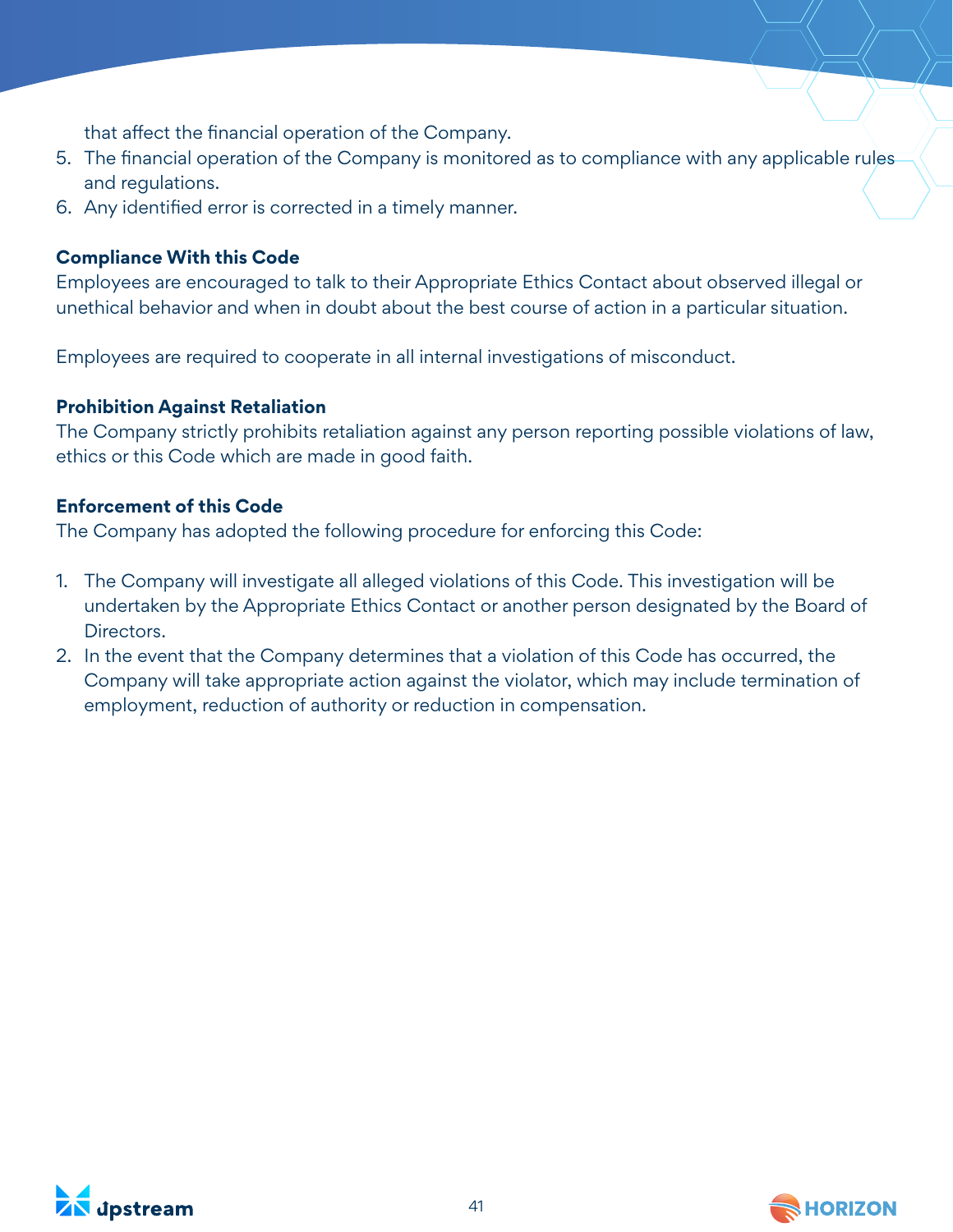that affect the financial operation of the Company.

5. The financial operation of the Company is monitored as to compliance with any applicable rules and regulations.
6. Any identified error is corrected in a timely manner.

**Compliance With this Code**

Employees are encouraged to talk to their Appropriate Ethics Contact about observed illegal or unethical behavior and when in doubt about the best course of action in a particular situation.

Employees are required to cooperate in all internal investigations of misconduct.

**Prohibition Against Retaliation**

The Company strictly prohibits retaliation against any person reporting possible violations of law, ethics or this Code which are made in good faith.

**Enforcement of this Code**

The Company has adopted the following procedure for enforcing this Code:

1. The Company will investigate all alleged violations of this Code. This investigation will be undertaken by the Appropriate Ethics Contact or another person designated by the Board of Directors.
2. In the event that the Company determines that a violation of this Code has occurred, the Company will take appropriate action against the violator, which may include termination of employment, reduction of authority or reduction in compensation.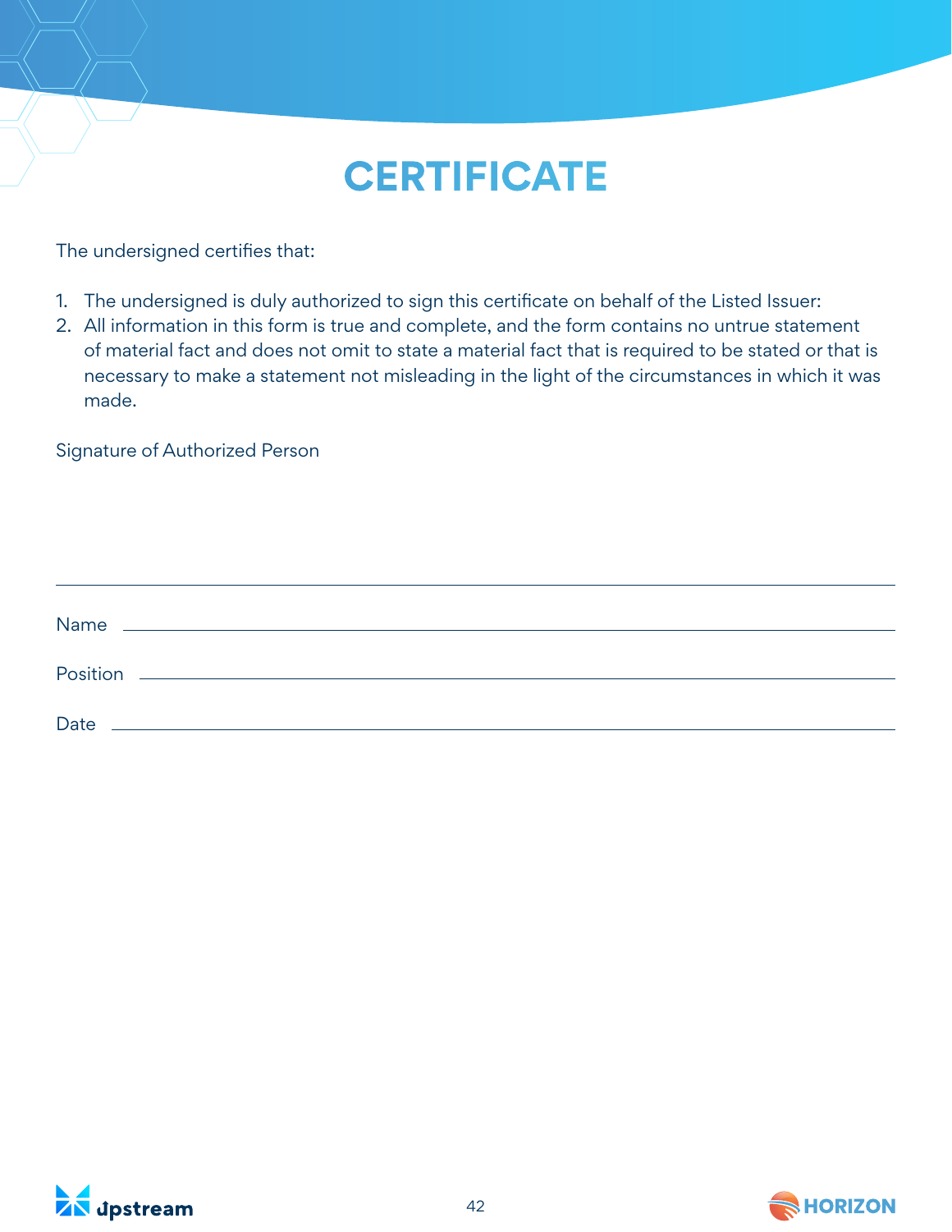# CERTIFICATE

The undersigned certifies that:

1. The undersigned is duly authorized to sign this certificate on behalf of the Listed Issuer:
2. All information in this form is true and complete, and the form contains no untrue statement of material fact and does not omit to state a material fact that is required to be stated or that is necessary to make a statement not misleading in the light of the circumstances in which it was made.

Signature of Authorized Person

\_\_\_\_\_\_\_\_\_\_\_\_\_\_\_\_\_\_\_\_\_\_\_\_\_\_\_\_\_\_\_\_\_\_\_\_\_\_\_\_

Name \_\_\_\_\_\_\_\_\_\_\_\_\_\_\_\_\_\_\_\_\_\_\_\_\_\_\_\_\_\_\_\_\_\_\_\_

Position \_\_\_\_\_\_\_\_\_\_\_\_\_\_\_\_\_\_\_\_\_\_\_\_\_\_\_\_\_\_\_\_\_\_

Date \_\_\_\_\_\_\_\_\_\_\_\_\_\_\_\_\_\_\_\_\_\_\_\_\_\_\_\_\_\_\_\_\_\_\_\_\_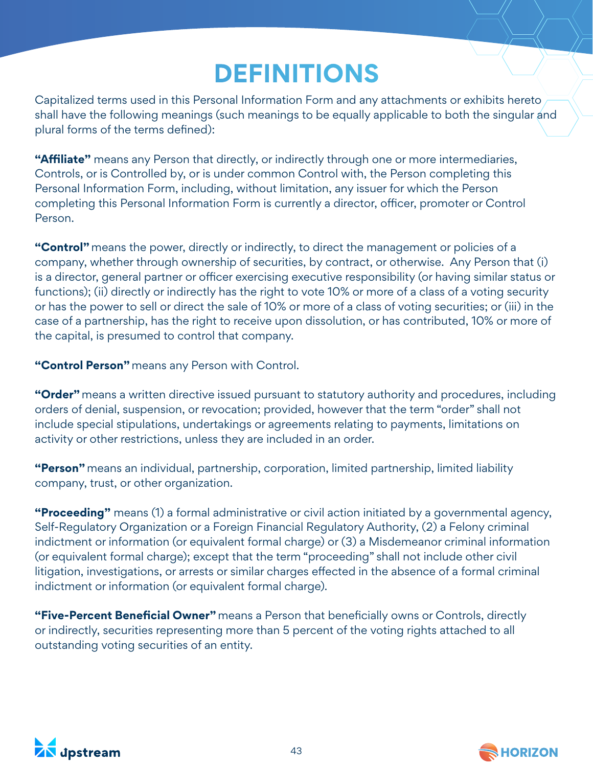# DEFINITIONS

Capitalized terms used in this Personal Information Form and any attachments or exhibits hereto shall have the following meanings (such meanings to be equally applicable to both the singular and plural forms of the terms defined):

**"Affiliate"** means any Person that directly, or indirectly through one or more intermediaries, Controls, or is Controlled by, or is under common Control with, the Person completing this Personal Information Form, including, without limitation, any issuer for which the Person completing this Personal Information Form is currently a director, officer, promoter or Control Person.

**"Control"** means the power, directly or indirectly, to direct the management or policies of a company, whether through ownership of securities, by contract, or otherwise. Any Person that (i) is a director, general partner or officer exercising executive responsibility (or having similar status or functions); (ii) directly or indirectly has the right to vote 10% or more of a class of a voting security or has the power to sell or direct the sale of 10% or more of a class of voting securities; or (iii) in the case of a partnership, has the right to receive upon dissolution, or has contributed, 10% or more of the capital, is presumed to control that company.

**"Control Person"** means any Person with Control.

**"Order"** means a written directive issued pursuant to statutory authority and procedures, including orders of denial, suspension, or revocation; provided, however that the term "order" shall not include special stipulations, undertakings or agreements relating to payments, limitations on activity or other restrictions, unless they are included in an order.

**"Person"** means an individual, partnership, corporation, limited partnership, limited liability company, trust, or other organization.

**"Proceeding"** means (1) a formal administrative or civil action initiated by a governmental agency, Self-Regulatory Organization or a Foreign Financial Regulatory Authority, (2) a Felony criminal indictment or information (or equivalent formal charge) or (3) a Misdemeanor criminal information (or equivalent formal charge); except that the term "proceeding" shall not include other civil litigation, investigations, or arrests or similar charges effected in the absence of a formal criminal indictment or information (or equivalent formal charge).

**"Five-Percent Beneficial Owner"** means a Person that beneficially owns or Controls, directly or indirectly, securities representing more than 5 percent of the voting rights attached to all outstanding voting securities of an entity.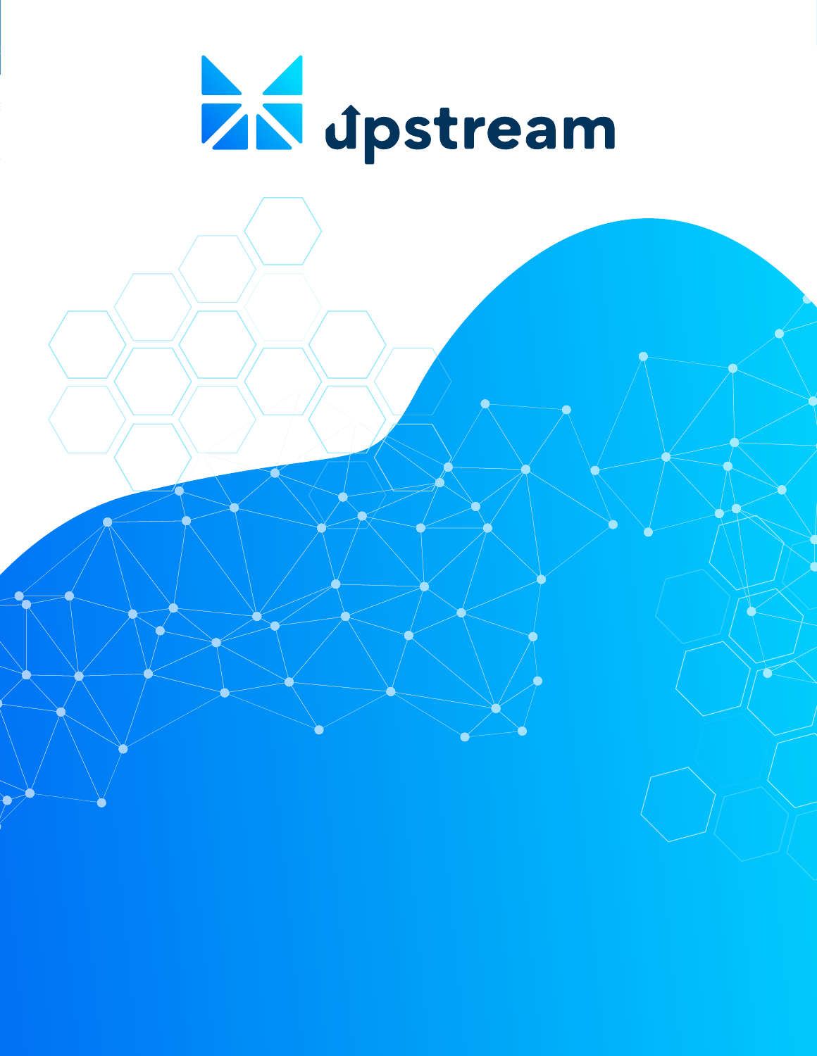upstream